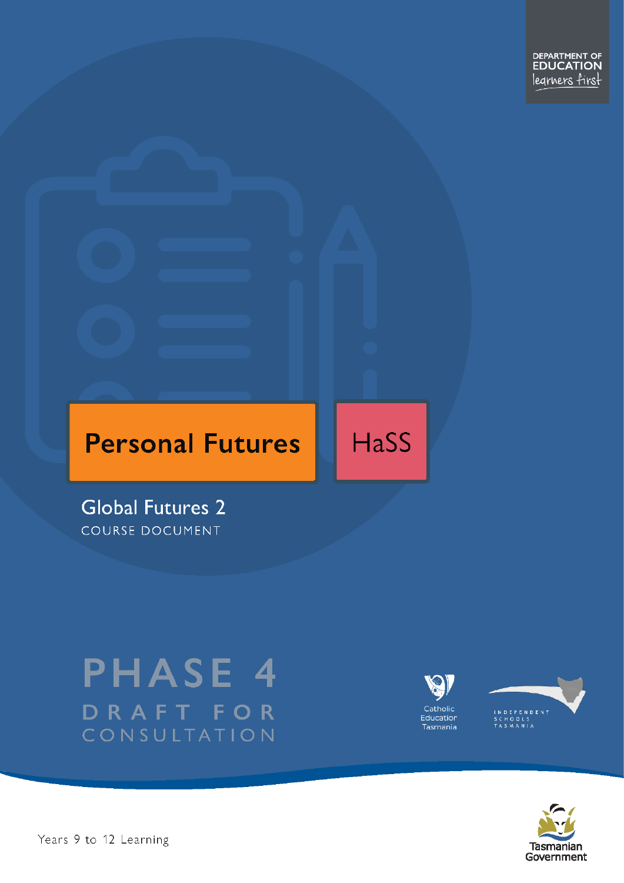DEPARTMENT OF EDUCATION
learners first

# Personal Futures

HaSS

## Global Futures 2

COURSE DOCUMENT

PHASE 4

DRAFT FOR CONSULTATION

Catholic Education Tasmania

INDEPENDENT SCHOOLS TASMANIA

Tasmanian Government

Years 9 to 12 Learning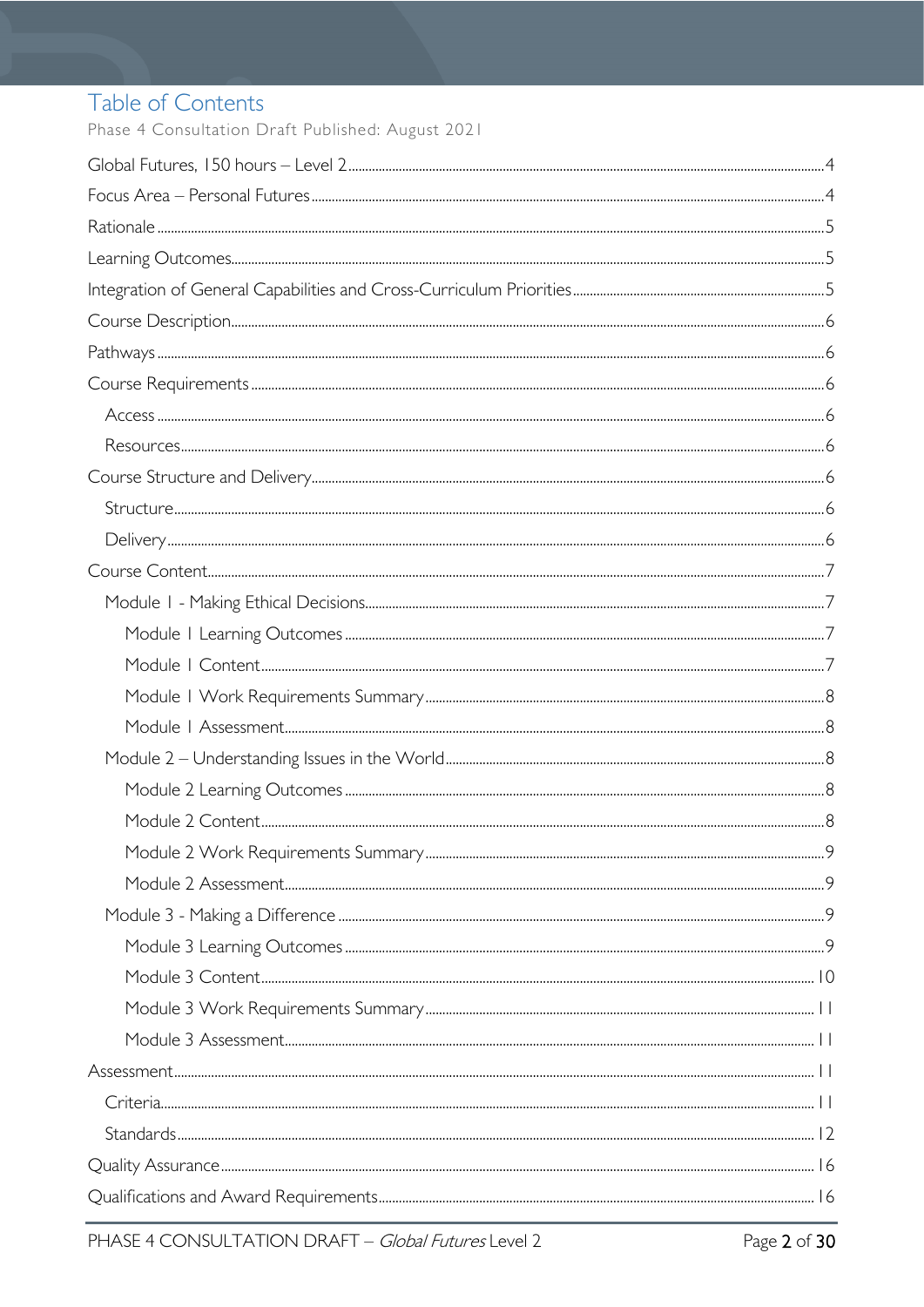# Table of Contents

Phase 4 Consultation Draft Published: August 2021

Global Futures, 150 hours – Level 2 ... 4

Focus Area – Personal Futures ... 4

Rationale ... 5

Learning Outcomes ... 5

Integration of General Capabilities and Cross-Curriculum Priorities ... 5

Course Description ... 6

Pathways ... 6

Course Requirements ... 6

- Access ... 6
- Resources ... 6

Course Structure and Delivery ... 6

- Structure ... 6
- Delivery ... 6

Course Content ... 7

- Module 1 - Making Ethical Decisions ... 7
  - Module 1 Learning Outcomes ... 7
  - Module 1 Content ... 7
  - Module 1 Work Requirements Summary ... 8
  - Module 1 Assessment ... 8
- Module 2 – Understanding Issues in the World ... 8
  - Module 2 Learning Outcomes ... 8
  - Module 2 Content ... 8
  - Module 2 Work Requirements Summary ... 9
  - Module 2 Assessment ... 9
- Module 3 - Making a Difference ... 9
  - Module 3 Learning Outcomes ... 9
  - Module 3 Content ... 10
  - Module 3 Work Requirements Summary ... 11
  - Module 3 Assessment ... 11

Assessment ... 11

- Criteria ... 11
- Standards ... 12

Quality Assurance ... 16

Qualifications and Award Requirements ... 16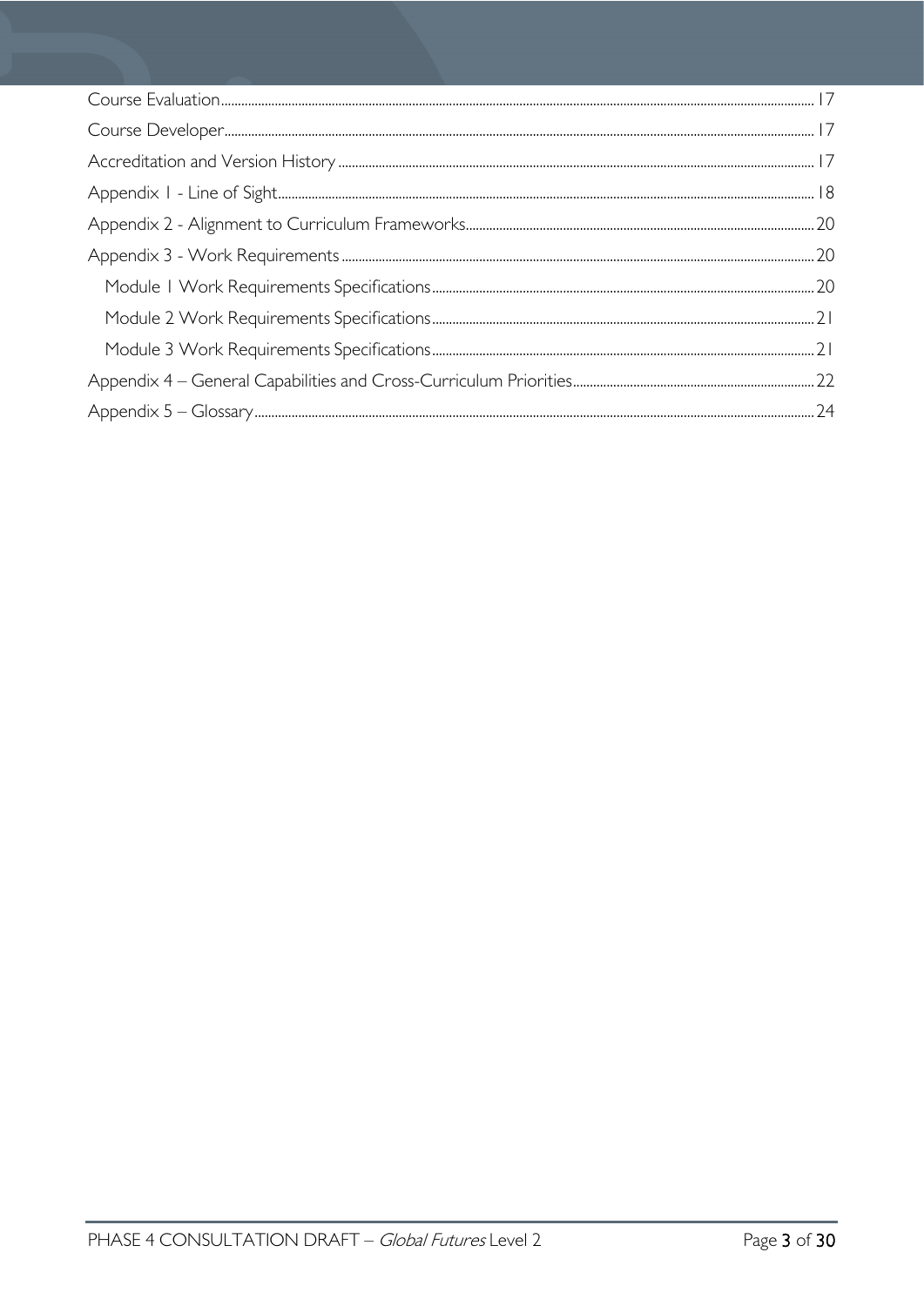Course Evaluation .......... 17
Course Developer .......... 17
Accreditation and Version History .......... 17
Appendix 1 - Line of Sight .......... 18
Appendix 2 - Alignment to Curriculum Frameworks .......... 20
Appendix 3 - Work Requirements .......... 20
  Module 1 Work Requirements Specifications .......... 20
  Module 2 Work Requirements Specifications .......... 21
  Module 3 Work Requirements Specifications .......... 21
Appendix 4 – General Capabilities and Cross-Curriculum Priorities .......... 22
Appendix 5 – Glossary .......... 24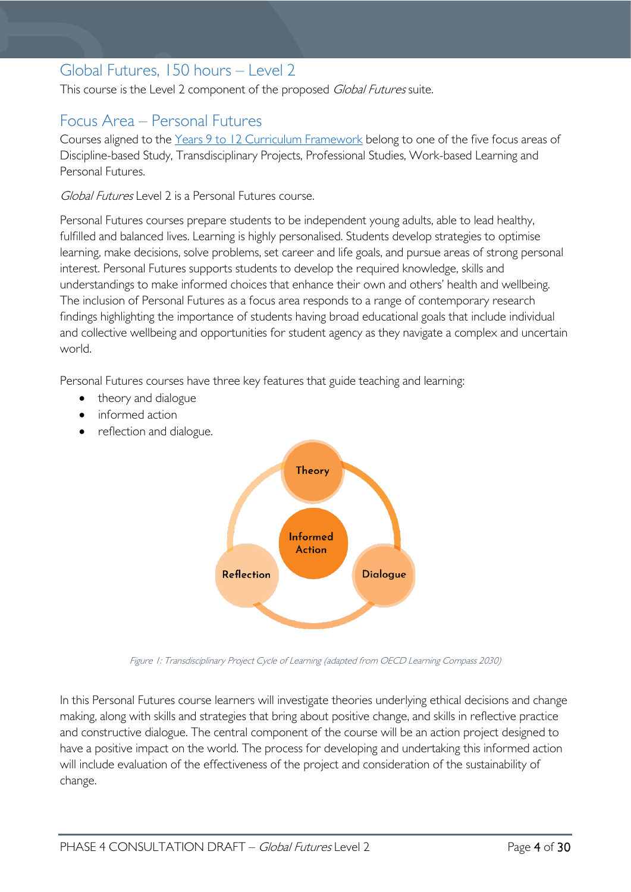## Global Futures, 150 hours – Level 2

This course is the Level 2 component of the proposed *Global Futures* suite.

## Focus Area – Personal Futures

Courses aligned to the Years 9 to 12 Curriculum Framework belong to one of the five focus areas of Discipline-based Study, Transdisciplinary Projects, Professional Studies, Work-based Learning and Personal Futures.

*Global Futures* Level 2 is a Personal Futures course.

Personal Futures courses prepare students to be independent young adults, able to lead healthy, fulfilled and balanced lives. Learning is highly personalised. Students develop strategies to optimise learning, make decisions, solve problems, set career and life goals, and pursue areas of strong personal interest. Personal Futures supports students to develop the required knowledge, skills and understandings to make informed choices that enhance their own and others' health and wellbeing. The inclusion of Personal Futures as a focus area responds to a range of contemporary research findings highlighting the importance of students having broad educational goals that include individual and collective wellbeing and opportunities for student agency as they navigate a complex and uncertain world.

Personal Futures courses have three key features that guide teaching and learning:

- theory and dialogue
- informed action
- reflection and dialogue.

*Figure 1: Transdisciplinary Project Cycle of Learning (adapted from OECD Learning Compass 2030)*

In this Personal Futures course learners will investigate theories underlying ethical decisions and change making, along with skills and strategies that bring about positive change, and skills in reflective practice and constructive dialogue. The central component of the course will be an action project designed to have a positive impact on the world. The process for developing and undertaking this informed action will include evaluation of the effectiveness of the project and consideration of the sustainability of change.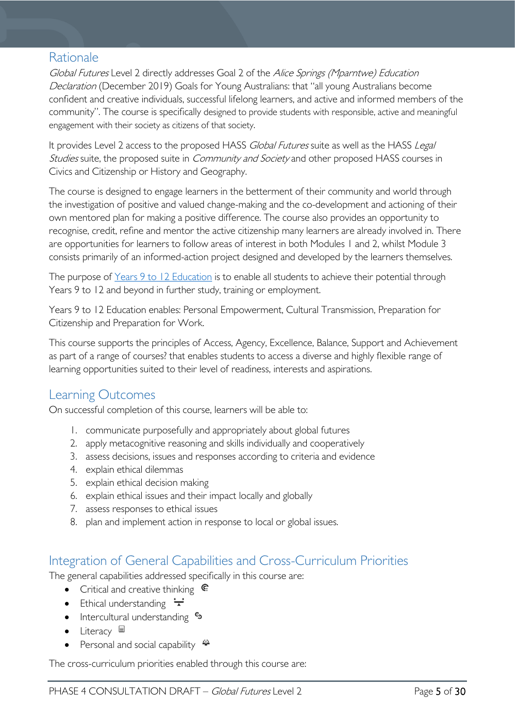## Rationale

*Global Futures* Level 2 directly addresses Goal 2 of the *Alice Springs (Mparntwe) Education Declaration* (December 2019) Goals for Young Australians: that "all young Australians become confident and creative individuals, successful lifelong learners, and active and informed members of the community". The course is specifically designed to provide students with responsible, active and meaningful engagement with their society as citizens of that society.

It provides Level 2 access to the proposed HASS *Global Futures* suite as well as the HASS *Legal Studies* suite, the proposed suite in *Community and Society* and other proposed HASS courses in Civics and Citizenship or History and Geography.

The course is designed to engage learners in the betterment of their community and world through the investigation of positive and valued change-making and the co-development and actioning of their own mentored plan for making a positive difference. The course also provides an opportunity to recognise, credit, refine and mentor the active citizenship many learners are already involved in. There are opportunities for learners to follow areas of interest in both Modules 1 and 2, whilst Module 3 consists primarily of an informed-action project designed and developed by the learners themselves.

The purpose of Years 9 to 12 Education is to enable all students to achieve their potential through Years 9 to 12 and beyond in further study, training or employment.

Years 9 to 12 Education enables: Personal Empowerment, Cultural Transmission, Preparation for Citizenship and Preparation for Work.

This course supports the principles of Access, Agency, Excellence, Balance, Support and Achievement as part of a range of courses? that enables students to access a diverse and highly flexible range of learning opportunities suited to their level of readiness, interests and aspirations.

## Learning Outcomes

On successful completion of this course, learners will be able to:

1. communicate purposefully and appropriately about global futures
2. apply metacognitive reasoning and skills individually and cooperatively
3. assess decisions, issues and responses according to criteria and evidence
4. explain ethical dilemmas
5. explain ethical decision making
6. explain ethical issues and their impact locally and globally
7. assess responses to ethical issues
8. plan and implement action in response to local or global issues.

## Integration of General Capabilities and Cross-Curriculum Priorities

The general capabilities addressed specifically in this course are:

- Critical and creative thinking
- Ethical understanding
- Intercultural understanding
- Literacy
- Personal and social capability

The cross-curriculum priorities enabled through this course are: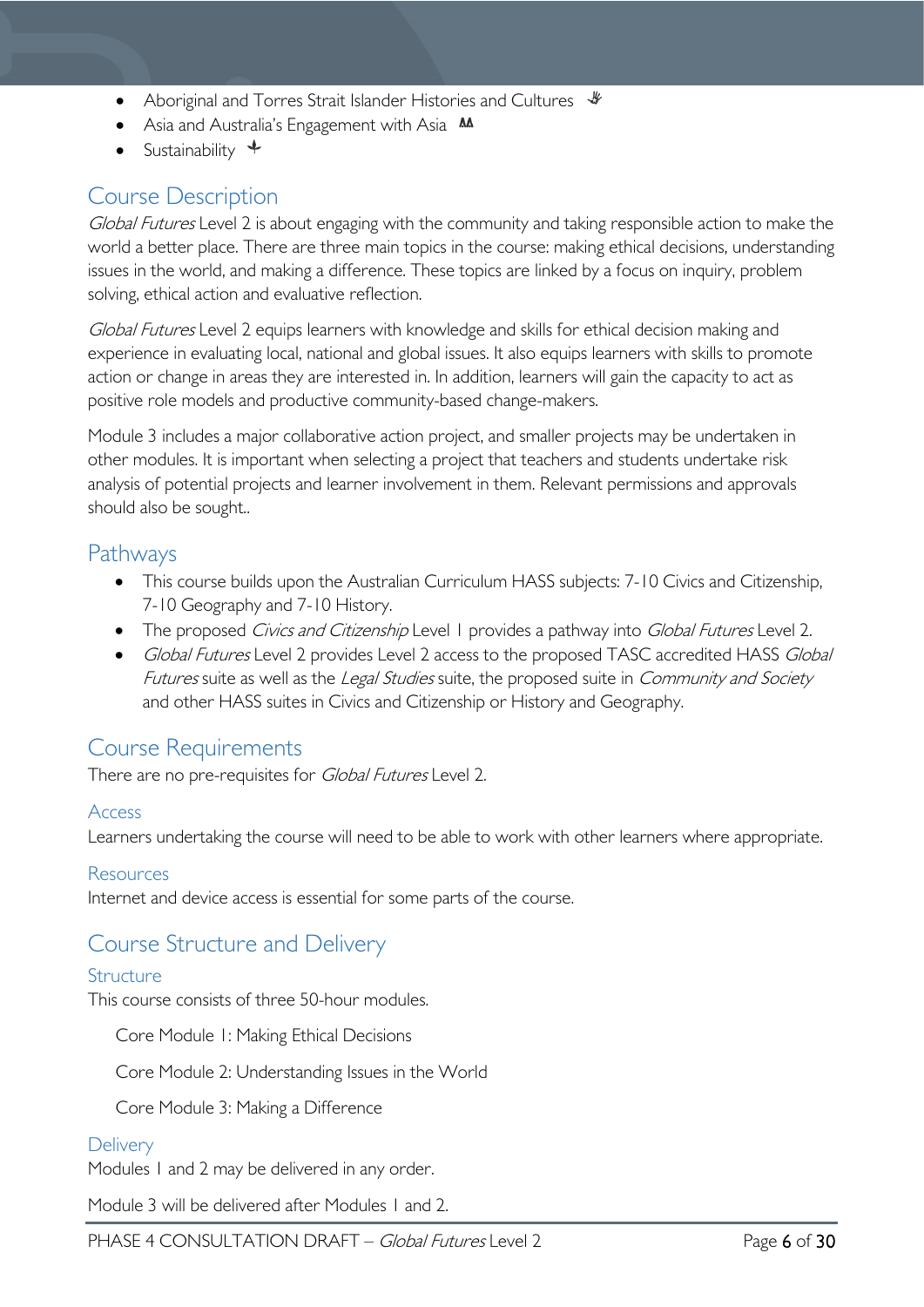- Aboriginal and Torres Strait Islander Histories and Cultures
- Asia and Australia's Engagement with Asia
- Sustainability

## Course Description

*Global Futures* Level 2 is about engaging with the community and taking responsible action to make the world a better place. There are three main topics in the course: making ethical decisions, understanding issues in the world, and making a difference. These topics are linked by a focus on inquiry, problem solving, ethical action and evaluative reflection.

*Global Futures* Level 2 equips learners with knowledge and skills for ethical decision making and experience in evaluating local, national and global issues. It also equips learners with skills to promote action or change in areas they are interested in. In addition, learners will gain the capacity to act as positive role models and productive community-based change-makers.

Module 3 includes a major collaborative action project, and smaller projects may be undertaken in other modules. It is important when selecting a project that teachers and students undertake risk analysis of potential projects and learner involvement in them. Relevant permissions and approvals should also be sought..

## Pathways

- This course builds upon the Australian Curriculum HASS subjects: 7-10 Civics and Citizenship, 7-10 Geography and 7-10 History.
- The proposed *Civics and Citizenship* Level 1 provides a pathway into *Global Futures* Level 2.
- *Global Futures* Level 2 provides Level 2 access to the proposed TASC accredited HASS *Global Futures* suite as well as the *Legal Studies* suite, the proposed suite in *Community and Society* and other HASS suites in Civics and Citizenship or History and Geography.

## Course Requirements

There are no pre-requisites for *Global Futures* Level 2.

### Access

Learners undertaking the course will need to be able to work with other learners where appropriate.

### Resources

Internet and device access is essential for some parts of the course.

## Course Structure and Delivery

### Structure

This course consists of three 50-hour modules.

Core Module 1: Making Ethical Decisions

Core Module 2: Understanding Issues in the World

Core Module 3: Making a Difference

### Delivery

Modules 1 and 2 may be delivered in any order.

Module 3 will be delivered after Modules 1 and 2.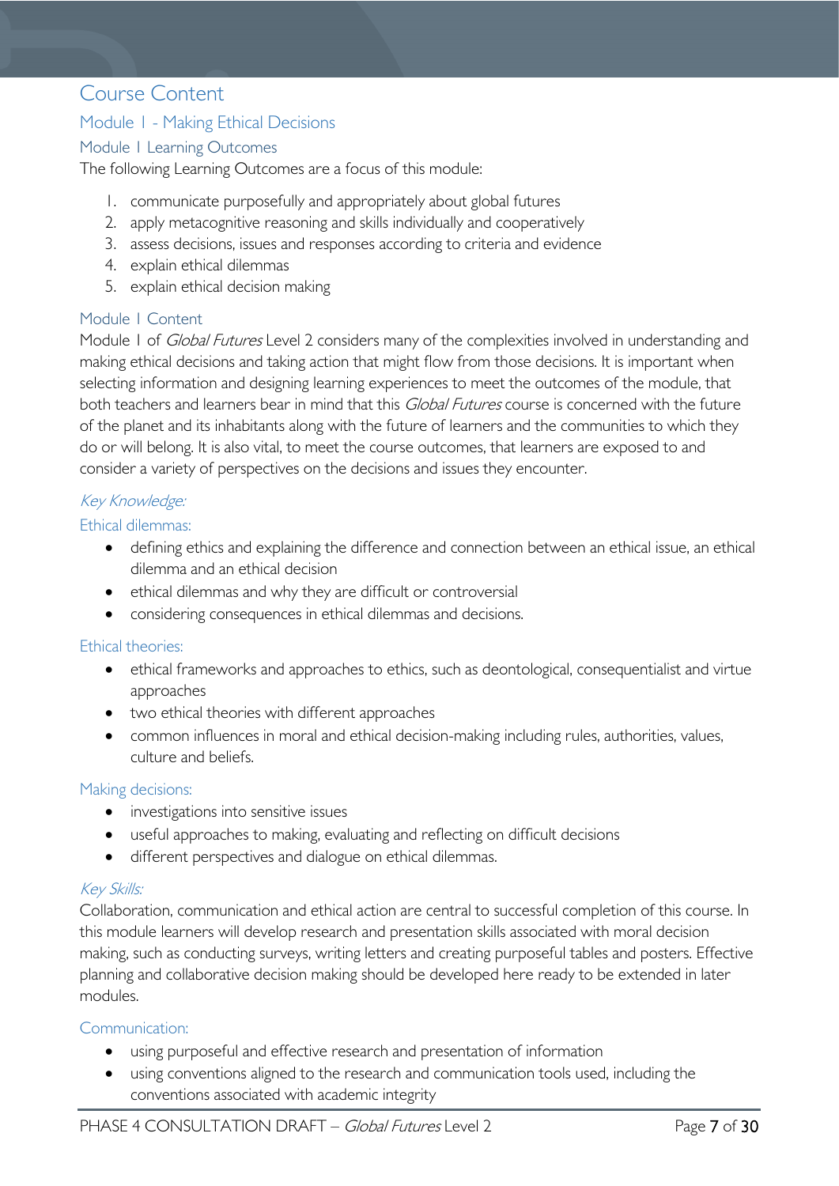# Course Content

## Module 1 - Making Ethical Decisions

### Module 1 Learning Outcomes

The following Learning Outcomes are a focus of this module:

1. communicate purposefully and appropriately about global futures
2. apply metacognitive reasoning and skills individually and cooperatively
3. assess decisions, issues and responses according to criteria and evidence
4. explain ethical dilemmas
5. explain ethical decision making

### Module 1 Content

Module 1 of *Global Futures* Level 2 considers many of the complexities involved in understanding and making ethical decisions and taking action that might flow from those decisions. It is important when selecting information and designing learning experiences to meet the outcomes of the module, that both teachers and learners bear in mind that this *Global Futures* course is concerned with the future of the planet and its inhabitants along with the future of learners and the communities to which they do or will belong. It is also vital, to meet the course outcomes, that learners are exposed to and consider a variety of perspectives on the decisions and issues they encounter.

#### *Key Knowledge:*

#### Ethical dilemmas:

- defining ethics and explaining the difference and connection between an ethical issue, an ethical dilemma and an ethical decision
- ethical dilemmas and why they are difficult or controversial
- considering consequences in ethical dilemmas and decisions.

#### Ethical theories:

- ethical frameworks and approaches to ethics, such as deontological, consequentialist and virtue approaches
- two ethical theories with different approaches
- common influences in moral and ethical decision-making including rules, authorities, values, culture and beliefs.

#### Making decisions:

- investigations into sensitive issues
- useful approaches to making, evaluating and reflecting on difficult decisions
- different perspectives and dialogue on ethical dilemmas.

#### *Key Skills:*

Collaboration, communication and ethical action are central to successful completion of this course. In this module learners will develop research and presentation skills associated with moral decision making, such as conducting surveys, writing letters and creating purposeful tables and posters. Effective planning and collaborative decision making should be developed here ready to be extended in later modules.

#### Communication:

- using purposeful and effective research and presentation of information
- using conventions aligned to the research and communication tools used, including the conventions associated with academic integrity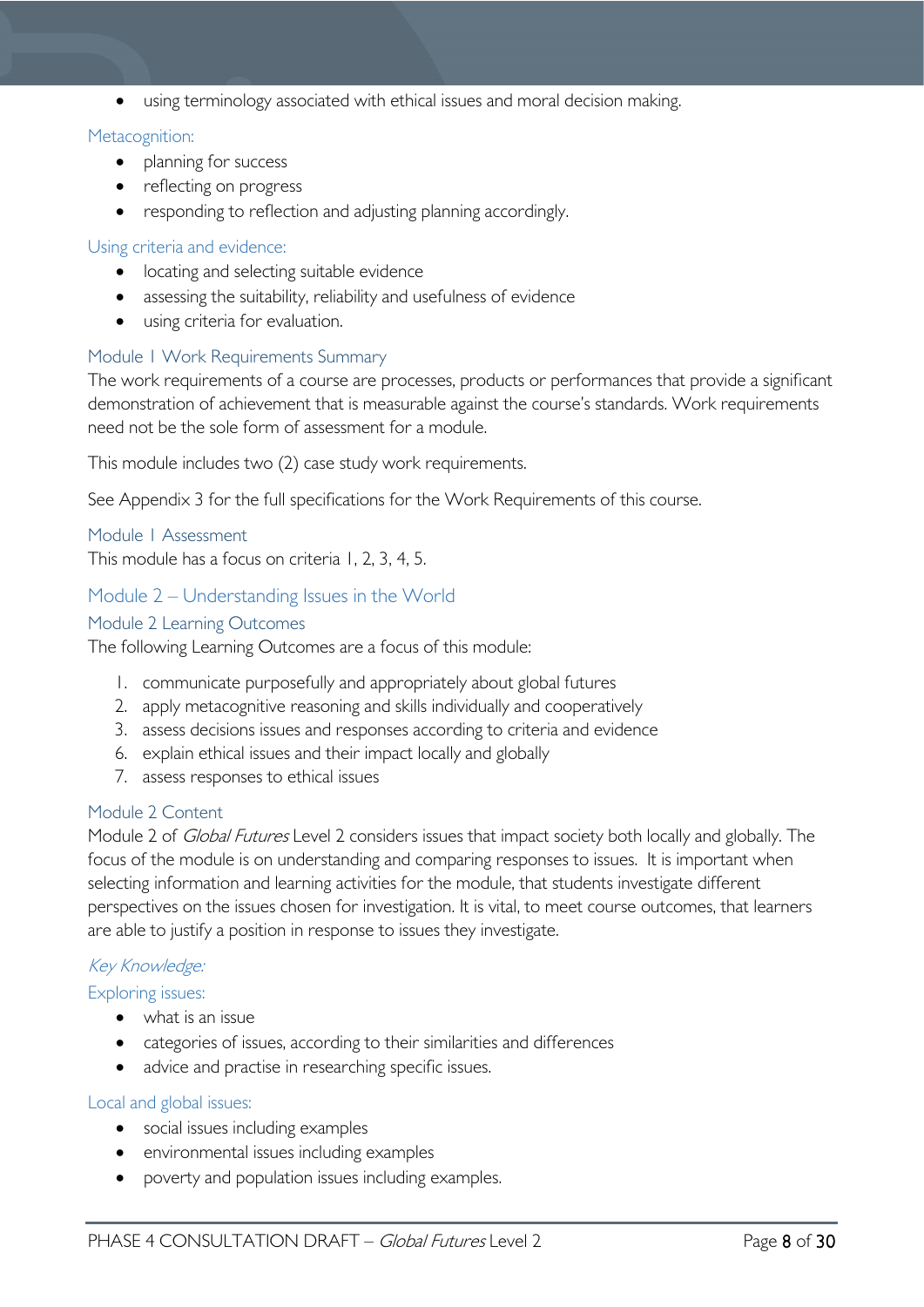- using terminology associated with ethical issues and moral decision making.

### Metacognition:

- planning for success
- reflecting on progress
- responding to reflection and adjusting planning accordingly.

### Using criteria and evidence:

- locating and selecting suitable evidence
- assessing the suitability, reliability and usefulness of evidence
- using criteria for evaluation.

### Module 1 Work Requirements Summary

The work requirements of a course are processes, products or performances that provide a significant demonstration of achievement that is measurable against the course's standards. Work requirements need not be the sole form of assessment for a module.

This module includes two (2) case study work requirements.

See Appendix 3 for the full specifications for the Work Requirements of this course.

### Module 1 Assessment

This module has a focus on criteria 1, 2, 3, 4, 5.

## Module 2 – Understanding Issues in the World

### Module 2 Learning Outcomes

The following Learning Outcomes are a focus of this module:

1. communicate purposefully and appropriately about global futures
2. apply metacognitive reasoning and skills individually and cooperatively
3. assess decisions issues and responses according to criteria and evidence
6. explain ethical issues and their impact locally and globally
7. assess responses to ethical issues

### Module 2 Content

Module 2 of *Global Futures* Level 2 considers issues that impact society both locally and globally. The focus of the module is on understanding and comparing responses to issues. It is important when selecting information and learning activities for the module, that students investigate different perspectives on the issues chosen for investigation. It is vital, to meet course outcomes, that learners are able to justify a position in response to issues they investigate.

#### *Key Knowledge:*

### Exploring issues:

- what is an issue
- categories of issues, according to their similarities and differences
- advice and practise in researching specific issues.

### Local and global issues:

- social issues including examples
- environmental issues including examples
- poverty and population issues including examples.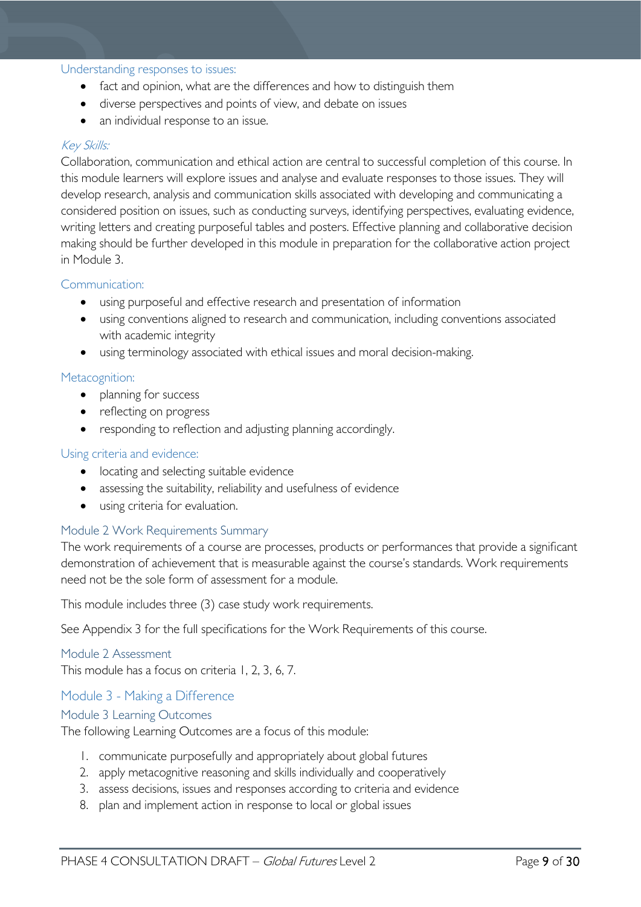#### Understanding responses to issues:

- fact and opinion, what are the differences and how to distinguish them
- diverse perspectives and points of view, and debate on issues
- an individual response to an issue.

#### *Key Skills:*

Collaboration, communication and ethical action are central to successful completion of this course. In this module learners will explore issues and analyse and evaluate responses to those issues. They will develop research, analysis and communication skills associated with developing and communicating a considered position on issues, such as conducting surveys, identifying perspectives, evaluating evidence, writing letters and creating purposeful tables and posters. Effective planning and collaborative decision making should be further developed in this module in preparation for the collaborative action project in Module 3.

#### Communication:

- using purposeful and effective research and presentation of information
- using conventions aligned to research and communication, including conventions associated with academic integrity
- using terminology associated with ethical issues and moral decision-making.

#### Metacognition:

- planning for success
- reflecting on progress
- responding to reflection and adjusting planning accordingly.

#### Using criteria and evidence:

- locating and selecting suitable evidence
- assessing the suitability, reliability and usefulness of evidence
- using criteria for evaluation.

### Module 2 Work Requirements Summary

The work requirements of a course are processes, products or performances that provide a significant demonstration of achievement that is measurable against the course's standards. Work requirements need not be the sole form of assessment for a module.

This module includes three (3) case study work requirements.

See Appendix 3 for the full specifications for the Work Requirements of this course.

### Module 2 Assessment

This module has a focus on criteria 1, 2, 3, 6, 7.

## Module 3 - Making a Difference

### Module 3 Learning Outcomes

The following Learning Outcomes are a focus of this module:

1. communicate purposefully and appropriately about global futures
2. apply metacognitive reasoning and skills individually and cooperatively
3. assess decisions, issues and responses according to criteria and evidence
8. plan and implement action in response to local or global issues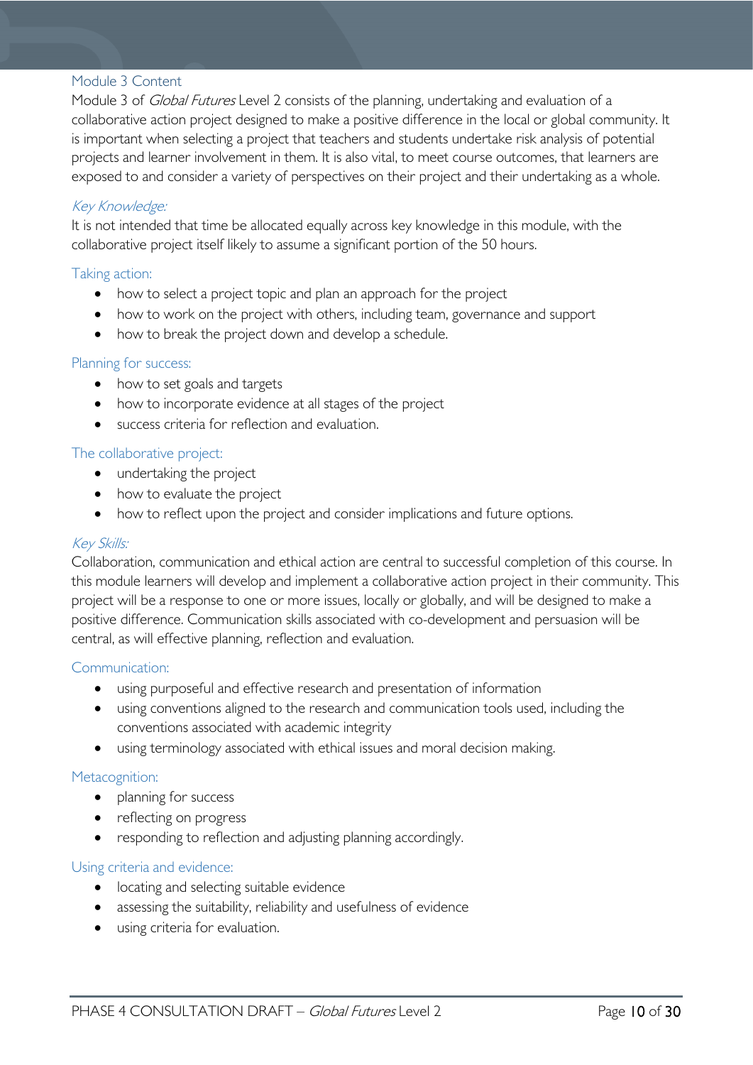### Module 3 Content

Module 3 of *Global Futures* Level 2 consists of the planning, undertaking and evaluation of a collaborative action project designed to make a positive difference in the local or global community. It is important when selecting a project that teachers and students undertake risk analysis of potential projects and learner involvement in them. It is also vital, to meet course outcomes, that learners are exposed to and consider a variety of perspectives on their project and their undertaking as a whole.

#### *Key Knowledge:*

It is not intended that time be allocated equally across key knowledge in this module, with the collaborative project itself likely to assume a significant portion of the 50 hours.

#### Taking action:

- how to select a project topic and plan an approach for the project
- how to work on the project with others, including team, governance and support
- how to break the project down and develop a schedule.

#### Planning for success:

- how to set goals and targets
- how to incorporate evidence at all stages of the project
- success criteria for reflection and evaluation.

#### The collaborative project:

- undertaking the project
- how to evaluate the project
- how to reflect upon the project and consider implications and future options.

#### *Key Skills:*

Collaboration, communication and ethical action are central to successful completion of this course. In this module learners will develop and implement a collaborative action project in their community. This project will be a response to one or more issues, locally or globally, and will be designed to make a positive difference. Communication skills associated with co-development and persuasion will be central, as will effective planning, reflection and evaluation.

#### Communication:

- using purposeful and effective research and presentation of information
- using conventions aligned to the research and communication tools used, including the conventions associated with academic integrity
- using terminology associated with ethical issues and moral decision making.

#### Metacognition:

- planning for success
- reflecting on progress
- responding to reflection and adjusting planning accordingly.

#### Using criteria and evidence:

- locating and selecting suitable evidence
- assessing the suitability, reliability and usefulness of evidence
- using criteria for evaluation.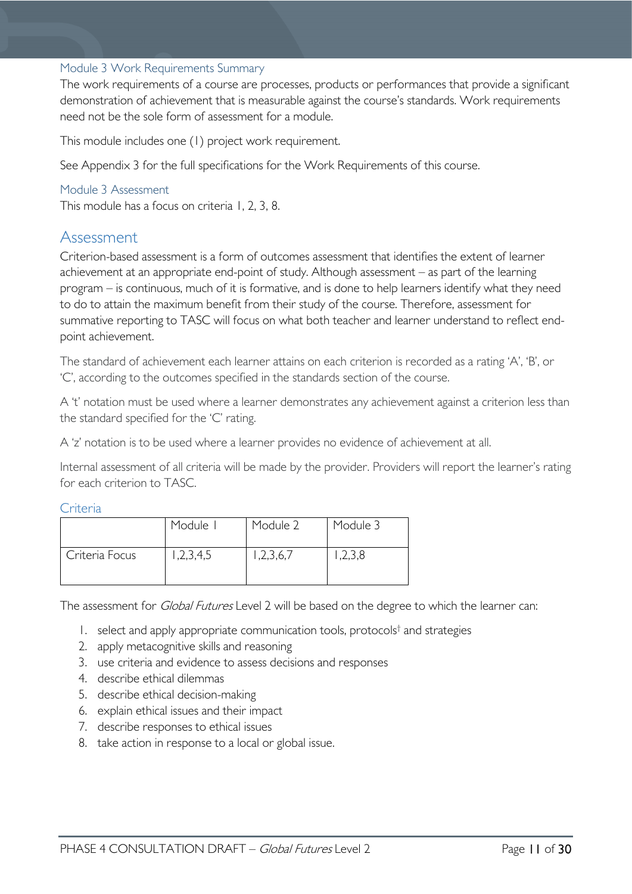### Module 3 Work Requirements Summary

The work requirements of a course are processes, products or performances that provide a significant demonstration of achievement that is measurable against the course's standards. Work requirements need not be the sole form of assessment for a module.

This module includes one (1) project work requirement.

See Appendix 3 for the full specifications for the Work Requirements of this course.

### Module 3 Assessment

This module has a focus on criteria 1, 2, 3, 8.

## Assessment

Criterion-based assessment is a form of outcomes assessment that identifies the extent of learner achievement at an appropriate end-point of study. Although assessment – as part of the learning program – is continuous, much of it is formative, and is done to help learners identify what they need to do to attain the maximum benefit from their study of the course. Therefore, assessment for summative reporting to TASC will focus on what both teacher and learner understand to reflect end-point achievement.

The standard of achievement each learner attains on each criterion is recorded as a rating 'A', 'B', or 'C', according to the outcomes specified in the standards section of the course.

A 't' notation must be used where a learner demonstrates any achievement against a criterion less than the standard specified for the 'C' rating.

A 'z' notation is to be used where a learner provides no evidence of achievement at all.

Internal assessment of all criteria will be made by the provider. Providers will report the learner's rating for each criterion to TASC.

### Criteria

| | Module 1 | Module 2 | Module 3 |
|---|---|---|---|
| Criteria Focus | 1,2,3,4,5 | 1,2,3,6,7 | 1,2,3,8 |

The assessment for *Global Futures* Level 2 will be based on the degree to which the learner can:

1. select and apply appropriate communication tools, protocols† and strategies
2. apply metacognitive skills and reasoning
3. use criteria and evidence to assess decisions and responses
4. describe ethical dilemmas
5. describe ethical decision-making
6. explain ethical issues and their impact
7. describe responses to ethical issues
8. take action in response to a local or global issue.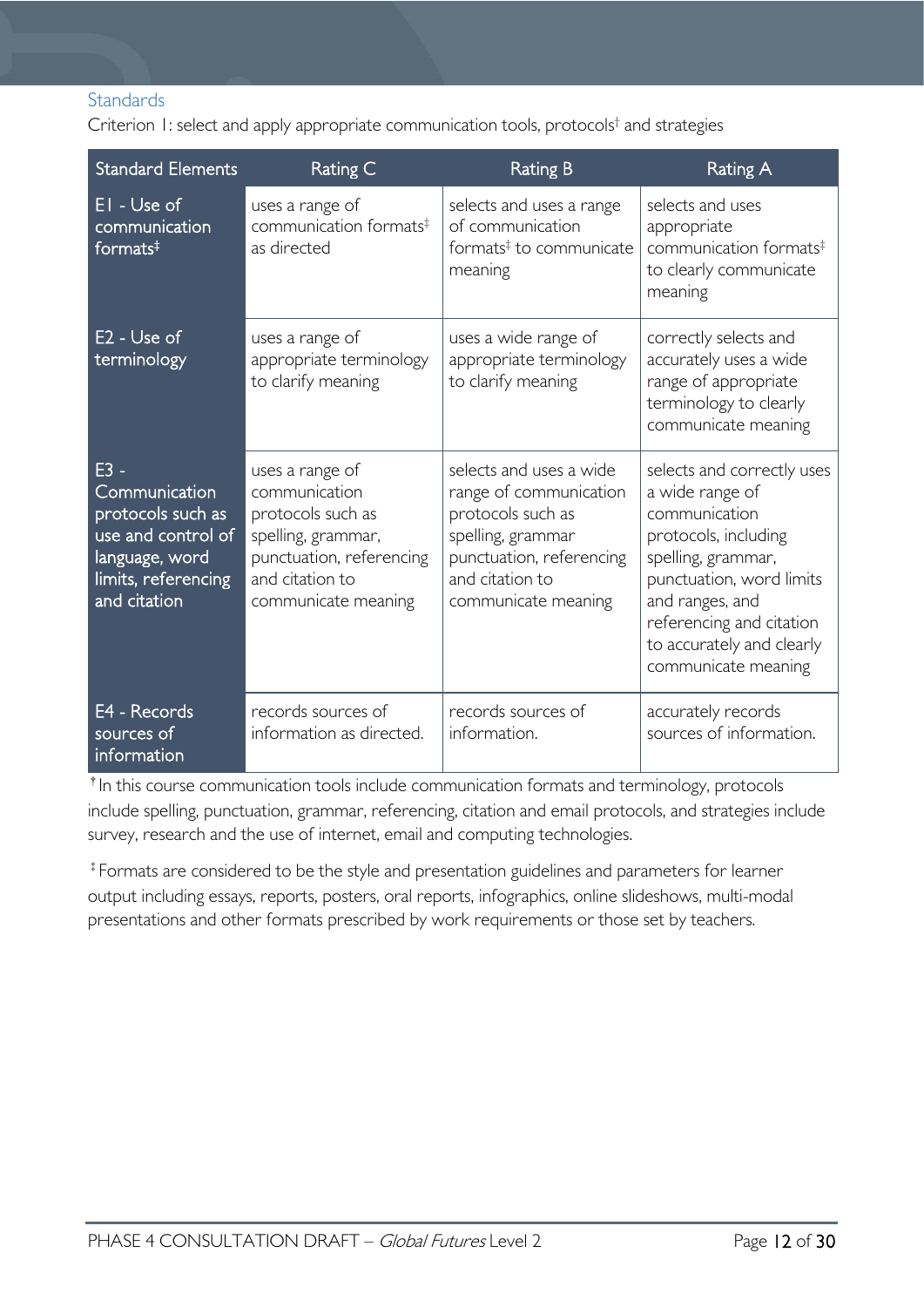### Standards

Criterion 1: select and apply appropriate communication tools, protocols† and strategies

| Standard Elements | Rating C | Rating B | Rating A |
|---|---|---|---|
| E1 - Use of communication formats‡ | uses a range of communication formats‡ as directed | selects and uses a range of communication formats‡ to communicate meaning | selects and uses appropriate communication formats‡ to clearly communicate meaning |
| E2 - Use of terminology | uses a range of appropriate terminology to clarify meaning | uses a wide range of appropriate terminology to clarify meaning | correctly selects and accurately uses a wide range of appropriate terminology to clearly communicate meaning |
| E3 - Communication protocols such as use and control of language, word limits, referencing and citation | uses a range of communication protocols such as spelling, grammar, punctuation, referencing and citation to communicate meaning | selects and uses a wide range of communication protocols such as spelling, grammar punctuation, referencing and citation to communicate meaning | selects and correctly uses a wide range of communication protocols, including spelling, grammar, punctuation, word limits and ranges, and referencing and citation to accurately and clearly communicate meaning |
| E4 - Records sources of information | records sources of information as directed. | records sources of information. | accurately records sources of information. |

† In this course communication tools include communication formats and terminology, protocols include spelling, punctuation, grammar, referencing, citation and email protocols, and strategies include survey, research and the use of internet, email and computing technologies.

‡ Formats are considered to be the style and presentation guidelines and parameters for learner output including essays, reports, posters, oral reports, infographics, online slideshows, multi-modal presentations and other formats prescribed by work requirements or those set by teachers.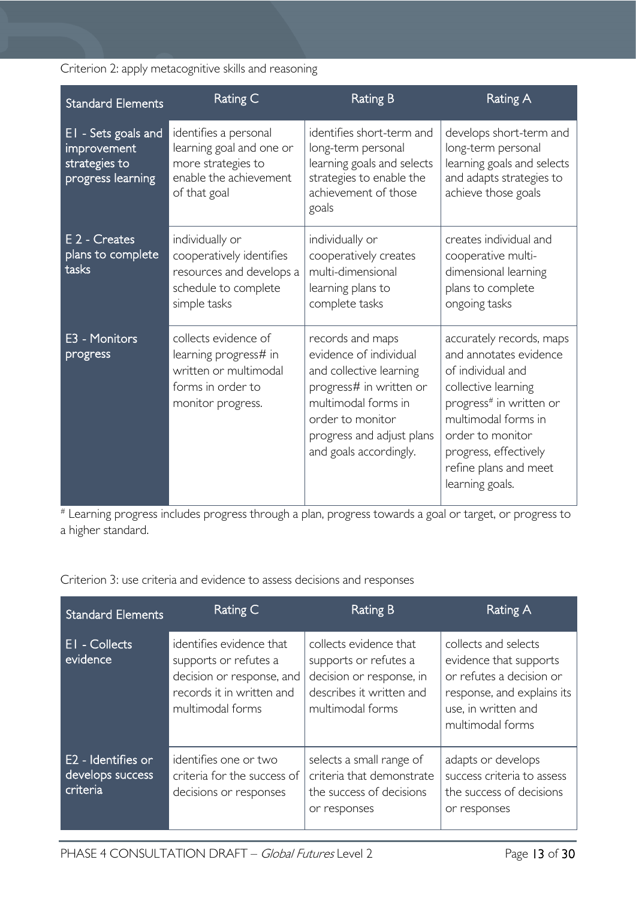Criterion 2: apply metacognitive skills and reasoning

| Standard Elements | Rating C | Rating B | Rating A |
|---|---|---|---|
| E1 - Sets goals and improvement strategies to progress learning | identifies a personal learning goal and one or more strategies to enable the achievement of that goal | identifies short-term and long-term personal learning goals and selects strategies to enable the achievement of those goals | develops short-term and long-term personal learning goals and selects and adapts strategies to achieve those goals |
| E 2 - Creates plans to complete tasks | individually or cooperatively identifies resources and develops a schedule to complete simple tasks | individually or cooperatively creates multi-dimensional learning plans to complete tasks | creates individual and cooperative multi-dimensional learning plans to complete ongoing tasks |
| E3 - Monitors progress | collects evidence of learning progress# in written or multimodal forms in order to monitor progress. | records and maps evidence of individual and collective learning progress# in written or multimodal forms in order to monitor progress and adjust plans and goals accordingly. | accurately records, maps and annotates evidence of individual and collective learning progress# in written or multimodal forms in order to monitor progress, effectively refine plans and meet learning goals. |

# Learning progress includes progress through a plan, progress towards a goal or target, or progress to a higher standard.

Criterion 3: use criteria and evidence to assess decisions and responses

| Standard Elements | Rating C | Rating B | Rating A |
|---|---|---|---|
| E1 - Collects evidence | identifies evidence that supports or refutes a decision or response, and records it in written and multimodal forms | collects evidence that supports or refutes a decision or response, in describes it written and multimodal forms | collects and selects evidence that supports or refutes a decision or response, and explains its use, in written and multimodal forms |
| E2 - Identifies or develops success criteria | identifies one or two criteria for the success of decisions or responses | selects a small range of criteria that demonstrate the success of decisions or responses | adapts or develops success criteria to assess the success of decisions or responses |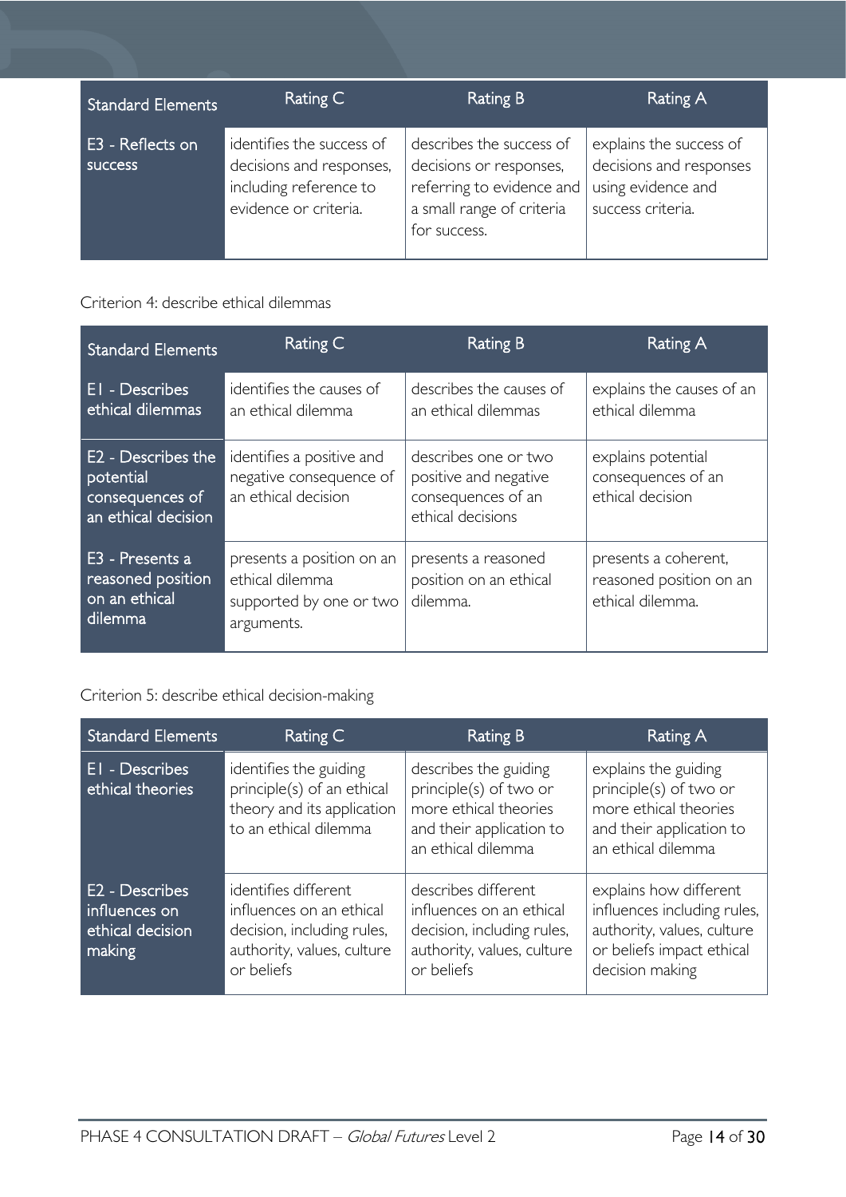| Standard Elements | Rating C | Rating B | Rating A |
|---|---|---|---|
| E3 - Reflects on success | identifies the success of decisions and responses, including reference to evidence or criteria. | describes the success of decisions or responses, referring to evidence and a small range of criteria for success. | explains the success of decisions and responses using evidence and success criteria. |

Criterion 4: describe ethical dilemmas

| Standard Elements | Rating C | Rating B | Rating A |
|---|---|---|---|
| E1 - Describes ethical dilemmas | identifies the causes of an ethical dilemma | describes the causes of an ethical dilemmas | explains the causes of an ethical dilemma |
| E2 - Describes the potential consequences of an ethical decision | identifies a positive and negative consequence of an ethical decision | describes one or two positive and negative consequences of an ethical decisions | explains potential consequences of an ethical decision |
| E3 - Presents a reasoned position on an ethical dilemma | presents a position on an ethical dilemma supported by one or two arguments. | presents a reasoned position on an ethical dilemma. | presents a coherent, reasoned position on an ethical dilemma. |

Criterion 5: describe ethical decision-making

| Standard Elements | Rating C | Rating B | Rating A |
|---|---|---|---|
| E1 - Describes ethical theories | identifies the guiding principle(s) of an ethical theory and its application to an ethical dilemma | describes the guiding principle(s) of two or more ethical theories and their application to an ethical dilemma | explains the guiding principle(s) of two or more ethical theories and their application to an ethical dilemma |
| E2 - Describes influences on ethical decision making | identifies different influences on an ethical decision, including rules, authority, values, culture or beliefs | describes different influences on an ethical decision, including rules, authority, values, culture or beliefs | explains how different influences including rules, authority, values, culture or beliefs impact ethical decision making |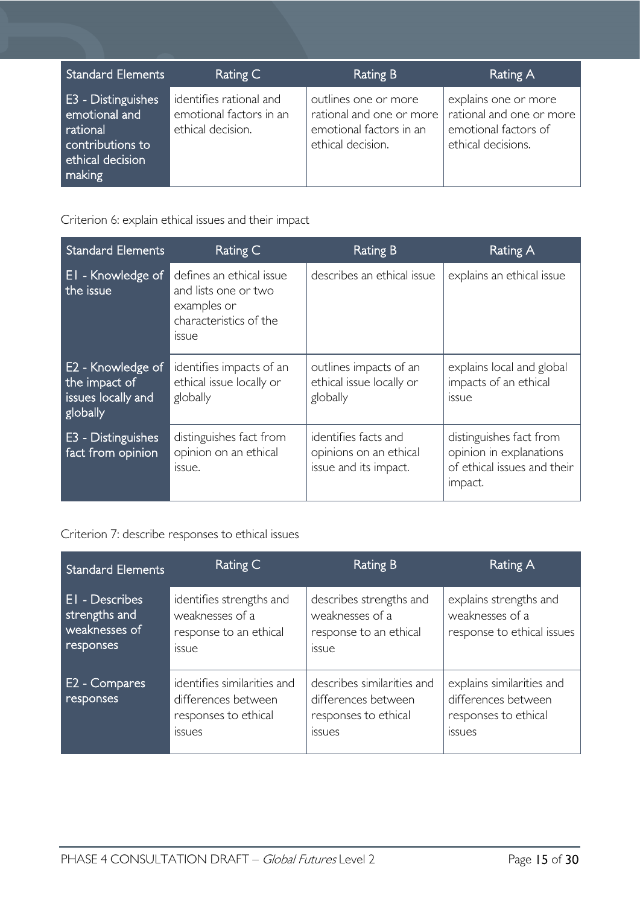| Standard Elements | Rating C | Rating B | Rating A |
|---|---|---|---|
| E3 - Distinguishes emotional and rational contributions to ethical decision making | identifies rational and emotional factors in an ethical decision. | outlines one or more rational and one or more emotional factors in an ethical decision. | explains one or more rational and one or more emotional factors of ethical decisions. |

Criterion 6: explain ethical issues and their impact

| Standard Elements | Rating C | Rating B | Rating A |
|---|---|---|---|
| E1 - Knowledge of the issue | defines an ethical issue and lists one or two examples or characteristics of the issue | describes an ethical issue | explains an ethical issue |
| E2 - Knowledge of the impact of issues locally and globally | identifies impacts of an ethical issue locally or globally | outlines impacts of an ethical issue locally or globally | explains local and global impacts of an ethical issue |
| E3 - Distinguishes fact from opinion | distinguishes fact from opinion on an ethical issue. | identifies facts and opinions on an ethical issue and its impact. | distinguishes fact from opinion in explanations of ethical issues and their impact. |

Criterion 7: describe responses to ethical issues

| Standard Elements | Rating C | Rating B | Rating A |
|---|---|---|---|
| E1 - Describes strengths and weaknesses of responses | identifies strengths and weaknesses of a response to an ethical issue | describes strengths and weaknesses of a response to an ethical issue | explains strengths and weaknesses of a response to ethical issues |
| E2 - Compares responses | identifies similarities and differences between responses to ethical issues | describes similarities and differences between responses to ethical issues | explains similarities and differences between responses to ethical issues |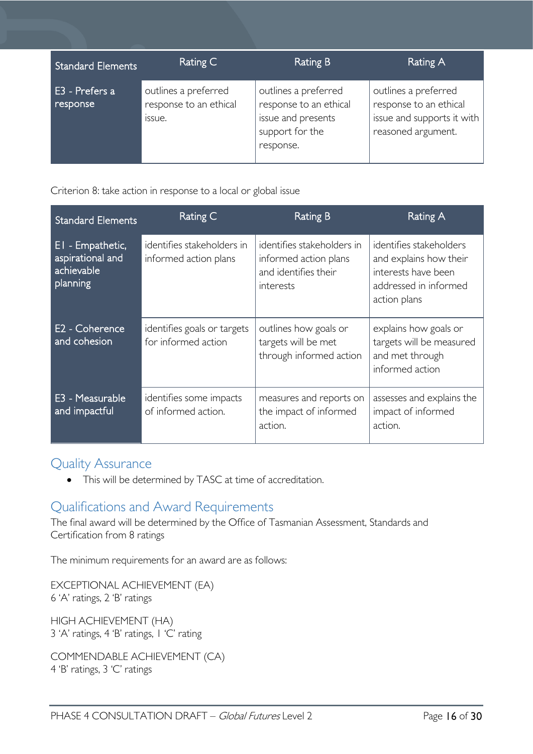| Standard Elements | Rating C | Rating B | Rating A |
|---|---|---|---|
| E3 - Prefers a response | outlines a preferred response to an ethical issue. | outlines a preferred response to an ethical issue and presents support for the response. | outlines a preferred response to an ethical issue and supports it with reasoned argument. |

Criterion 8: take action in response to a local or global issue

| Standard Elements | Rating C | Rating B | Rating A |
|---|---|---|---|
| E1 - Empathetic, aspirational and achievable planning | identifies stakeholders in informed action plans | identifies stakeholders in informed action plans and identifies their interests | identifies stakeholders and explains how their interests have been addressed in informed action plans |
| E2 - Coherence and cohesion | identifies goals or targets for informed action | outlines how goals or targets will be met through informed action | explains how goals or targets will be measured and met through informed action |
| E3 - Measurable and impactful | identifies some impacts of informed action. | measures and reports on the impact of informed action. | assesses and explains the impact of informed action. |

## Quality Assurance

- This will be determined by TASC at time of accreditation.

## Qualifications and Award Requirements

The final award will be determined by the Office of Tasmanian Assessment, Standards and Certification from 8 ratings

The minimum requirements for an award are as follows:

EXCEPTIONAL ACHIEVEMENT (EA)
6 'A' ratings, 2 'B' ratings

HIGH ACHIEVEMENT (HA)
3 'A' ratings, 4 'B' ratings, 1 'C' rating

COMMENDABLE ACHIEVEMENT (CA)
4 'B' ratings, 3 'C' ratings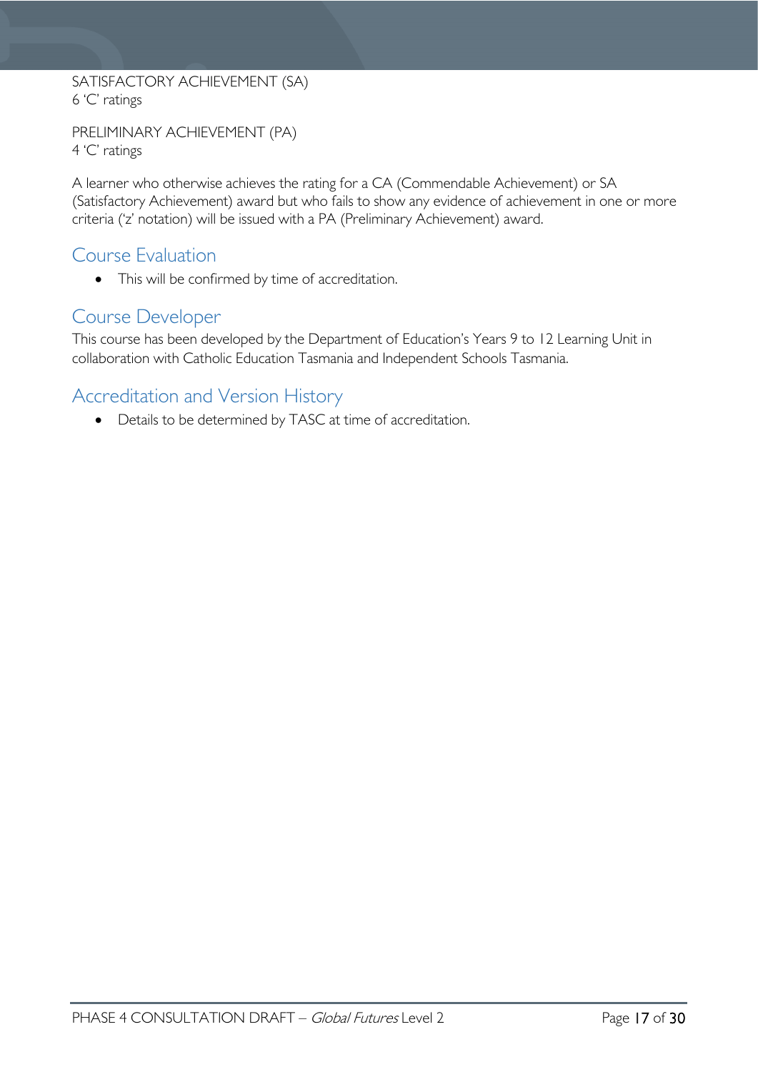SATISFACTORY ACHIEVEMENT (SA)
6 'C' ratings

PRELIMINARY ACHIEVEMENT (PA)
4 'C' ratings

A learner who otherwise achieves the rating for a CA (Commendable Achievement) or SA (Satisfactory Achievement) award but who fails to show any evidence of achievement in one or more criteria ('z' notation) will be issued with a PA (Preliminary Achievement) award.

## Course Evaluation

- This will be confirmed by time of accreditation.

## Course Developer

This course has been developed by the Department of Education's Years 9 to 12 Learning Unit in collaboration with Catholic Education Tasmania and Independent Schools Tasmania.

## Accreditation and Version History

- Details to be determined by TASC at time of accreditation.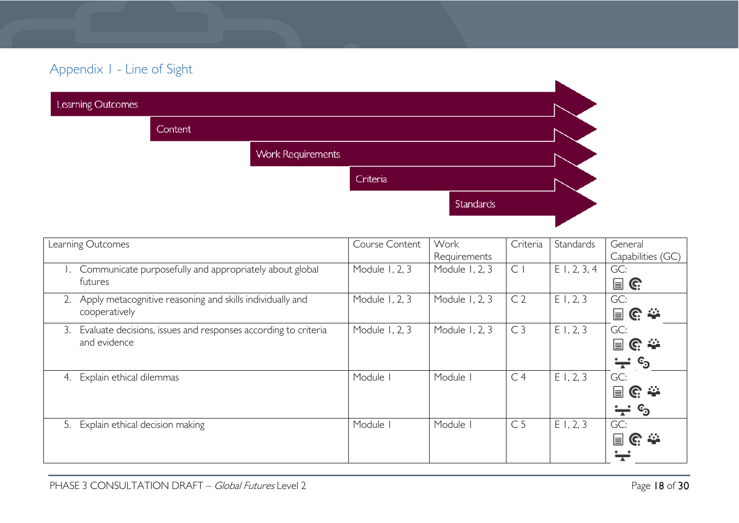## Appendix 1 - Line of Sight

Learning Outcomes

Content

Work Requirements

Criteria

Standards

| Learning Outcomes | Course Content | Work Requirements | Criteria | Standards | General Capabilities (GC) |
|---|---|---|---|---|---|
| 1. Communicate purposefully and appropriately about global futures | Module 1, 2, 3 | Module 1, 2, 3 | C 1 | E 1, 2, 3, 4 | GC: |
| 2. Apply metacognitive reasoning and skills individually and cooperatively | Module 1, 2, 3 | Module 1, 2, 3 | C 2 | E 1, 2, 3 | GC: |
| 3. Evaluate decisions, issues and responses according to criteria and evidence | Module 1, 2, 3 | Module 1, 2, 3 | C 3 | E 1, 2, 3 | GC: |
| 4. Explain ethical dilemmas | Module 1 | Module 1 | C 4 | E 1, 2, 3 | GC: |
| 5. Explain ethical decision making | Module 1 | Module 1 | C 5 | E 1, 2, 3 | GC: |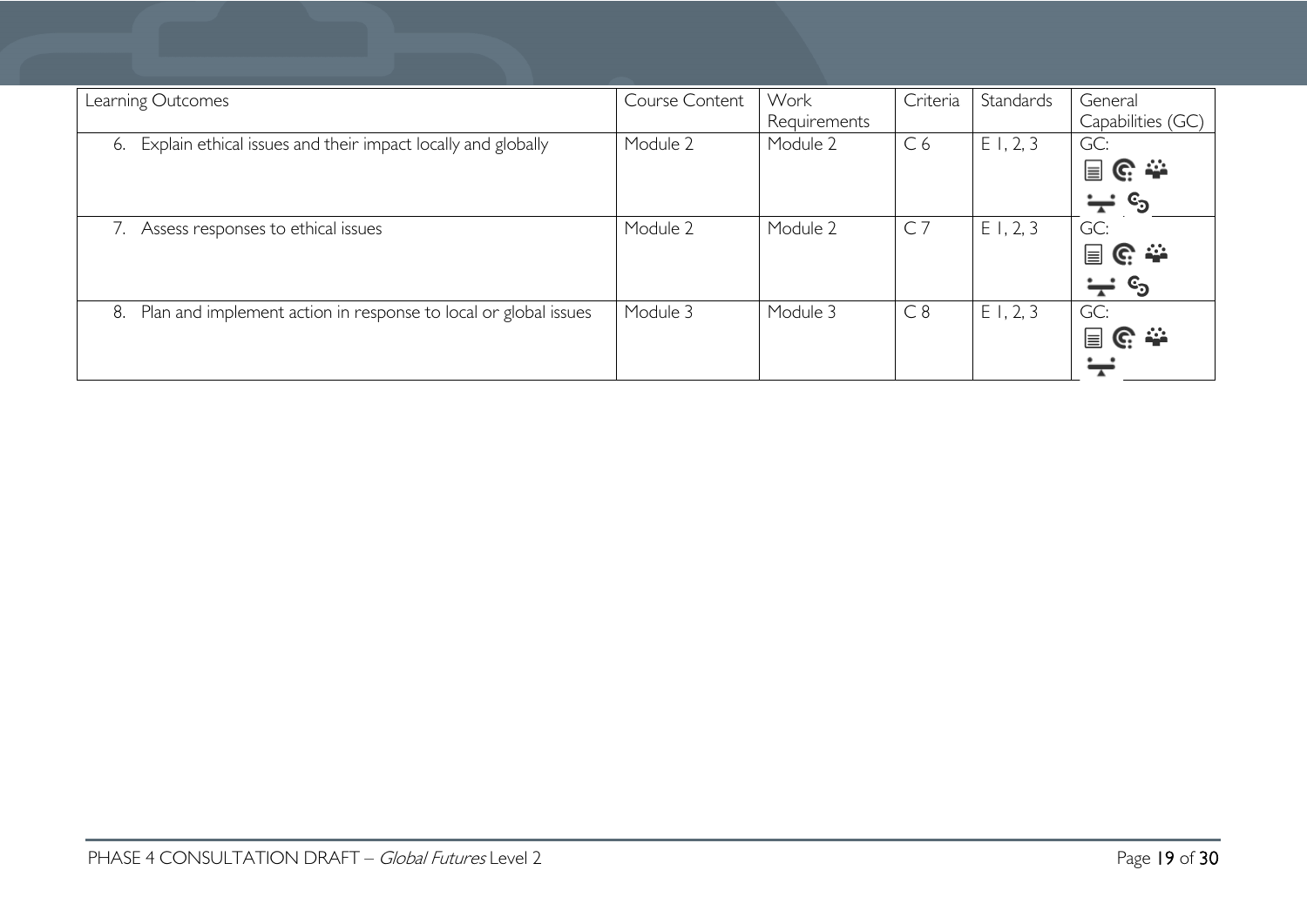| Learning Outcomes | Course Content | Work Requirements | Criteria | Standards | General Capabilities (GC) |
|---|---|---|---|---|---|
| 6. Explain ethical issues and their impact locally and globally | Module 2 | Module 2 | C 6 | E 1, 2, 3 | GC: |
| 7. Assess responses to ethical issues | Module 2 | Module 2 | C 7 | E 1, 2, 3 | GC: |
| 8. Plan and implement action in response to local or global issues | Module 3 | Module 3 | C 8 | E 1, 2, 3 | GC: |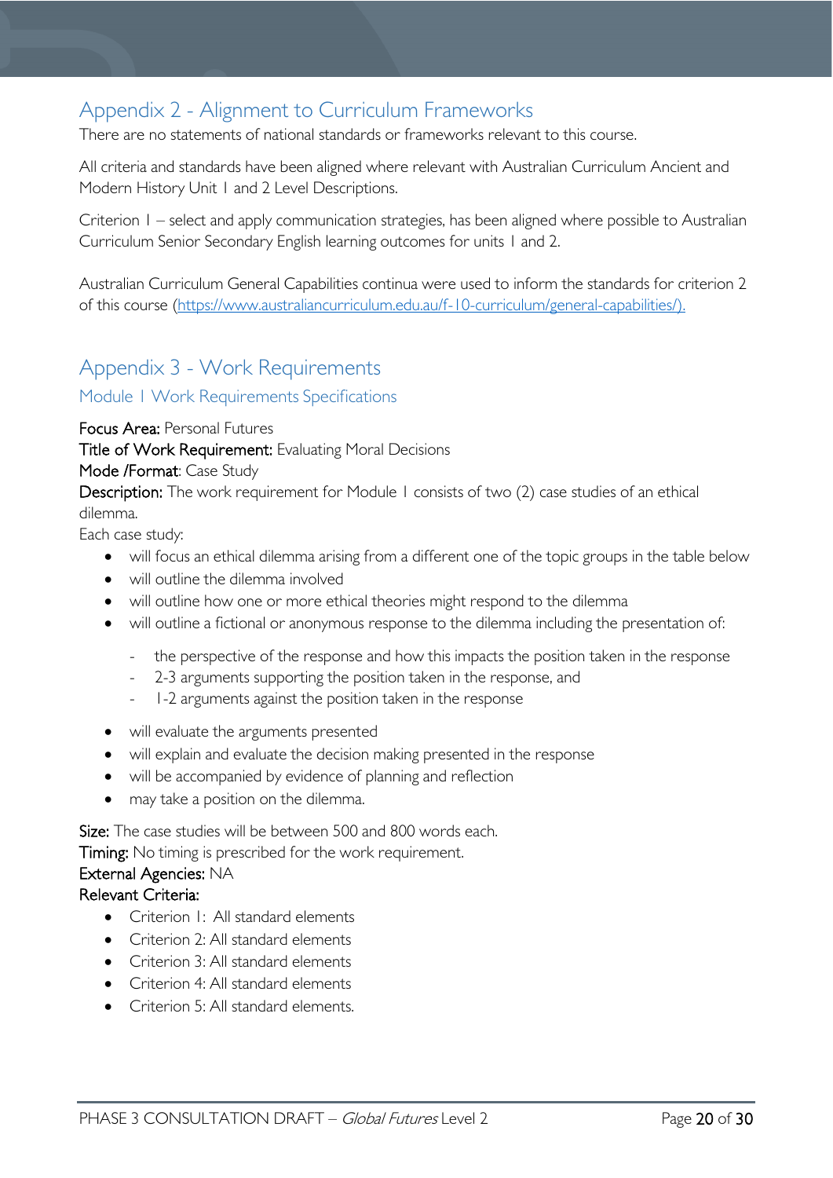## Appendix 2 - Alignment to Curriculum Frameworks

There are no statements of national standards or frameworks relevant to this course.

All criteria and standards have been aligned where relevant with Australian Curriculum Ancient and Modern History Unit 1 and 2 Level Descriptions.

Criterion 1 – select and apply communication strategies, has been aligned where possible to Australian Curriculum Senior Secondary English learning outcomes for units 1 and 2.

Australian Curriculum General Capabilities continua were used to inform the standards for criterion 2 of this course (https://www.australiancurriculum.edu.au/f-10-curriculum/general-capabilities/).

## Appendix 3 - Work Requirements

### Module 1 Work Requirements Specifications

**Focus Area:** Personal Futures
**Title of Work Requirement:** Evaluating Moral Decisions
**Mode /Format**: Case Study
**Description:** The work requirement for Module 1 consists of two (2) case studies of an ethical dilemma.

Each case study:

- will focus an ethical dilemma arising from a different one of the topic groups in the table below
- will outline the dilemma involved
- will outline how one or more ethical theories might respond to the dilemma
- will outline a fictional or anonymous response to the dilemma including the presentation of:
  - the perspective of the response and how this impacts the position taken in the response
  - 2-3 arguments supporting the position taken in the response, and
  - 1-2 arguments against the position taken in the response
- will evaluate the arguments presented
- will explain and evaluate the decision making presented in the response
- will be accompanied by evidence of planning and reflection
- may take a position on the dilemma.

**Size:** The case studies will be between 500 and 800 words each.
**Timing:** No timing is prescribed for the work requirement.
**External Agencies:** NA
**Relevant Criteria:**

- Criterion 1: All standard elements
- Criterion 2: All standard elements
- Criterion 3: All standard elements
- Criterion 4: All standard elements
- Criterion 5: All standard elements.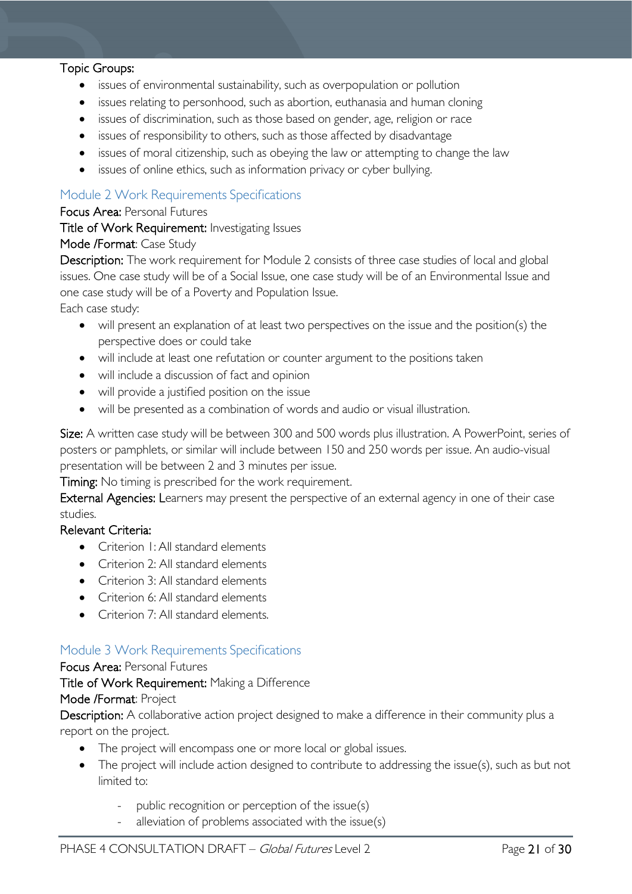Topic Groups:

- issues of environmental sustainability, such as overpopulation or pollution
- issues relating to personhood, such as abortion, euthanasia and human cloning
- issues of discrimination, such as those based on gender, age, religion or race
- issues of responsibility to others, such as those affected by disadvantage
- issues of moral citizenship, such as obeying the law or attempting to change the law
- issues of online ethics, such as information privacy or cyber bullying.

## Module 2 Work Requirements Specifications

**Focus Area:** Personal Futures

**Title of Work Requirement:** Investigating Issues

**Mode /Format**: Case Study

**Description:** The work requirement for Module 2 consists of three case studies of local and global issues. One case study will be of a Social Issue, one case study will be of an Environmental Issue and one case study will be of a Poverty and Population Issue.

Each case study:

- will present an explanation of at least two perspectives on the issue and the position(s) the perspective does or could take
- will include at least one refutation or counter argument to the positions taken
- will include a discussion of fact and opinion
- will provide a justified position on the issue
- will be presented as a combination of words and audio or visual illustration.

**Size:** A written case study will be between 300 and 500 words plus illustration. A PowerPoint, series of posters or pamphlets, or similar will include between 150 and 250 words per issue. An audio-visual presentation will be between 2 and 3 minutes per issue.

**Timing:** No timing is prescribed for the work requirement.

**External Agencies:** Learners may present the perspective of an external agency in one of their case studies.

**Relevant Criteria:**

- Criterion 1: All standard elements
- Criterion 2: All standard elements
- Criterion 3: All standard elements
- Criterion 6: All standard elements
- Criterion 7: All standard elements.

## Module 3 Work Requirements Specifications

**Focus Area:** Personal Futures

**Title of Work Requirement:** Making a Difference

**Mode /Format**: Project

**Description:** A collaborative action project designed to make a difference in their community plus a report on the project.

- The project will encompass one or more local or global issues.
- The project will include action designed to contribute to addressing the issue(s), such as but not limited to:
  - public recognition or perception of the issue(s)
  - alleviation of problems associated with the issue(s)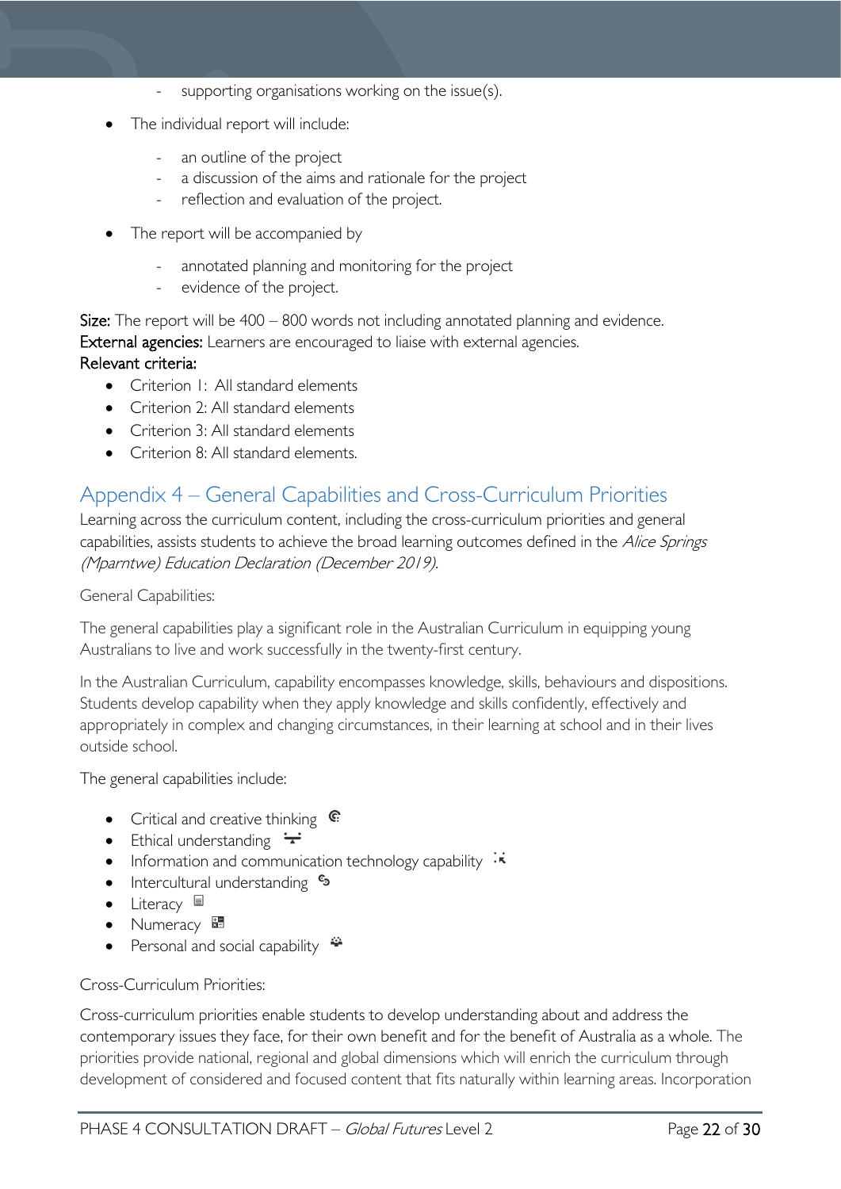- supporting organisations working on the issue(s).

- The individual report will include:
  - an outline of the project
  - a discussion of the aims and rationale for the project
  - reflection and evaluation of the project.
- The report will be accompanied by
  - annotated planning and monitoring for the project
  - evidence of the project.

**Size:** The report will be 400 – 800 words not including annotated planning and evidence.
**External agencies:** Learners are encouraged to liaise with external agencies.
**Relevant criteria:**

- Criterion 1: All standard elements
- Criterion 2: All standard elements
- Criterion 3: All standard elements
- Criterion 8: All standard elements.

## Appendix 4 – General Capabilities and Cross-Curriculum Priorities

Learning across the curriculum content, including the cross-curriculum priorities and general capabilities, assists students to achieve the broad learning outcomes defined in the *Alice Springs (Mparntwe) Education Declaration (December 2019).*

General Capabilities:

The general capabilities play a significant role in the Australian Curriculum in equipping young Australians to live and work successfully in the twenty-first century.

In the Australian Curriculum, capability encompasses knowledge, skills, behaviours and dispositions. Students develop capability when they apply knowledge and skills confidently, effectively and appropriately in complex and changing circumstances, in their learning at school and in their lives outside school.

The general capabilities include:

- Critical and creative thinking
- Ethical understanding
- Information and communication technology capability
- Intercultural understanding
- Literacy
- Numeracy
- Personal and social capability

Cross-Curriculum Priorities:

Cross-curriculum priorities enable students to develop understanding about and address the contemporary issues they face, for their own benefit and for the benefit of Australia as a whole. The priorities provide national, regional and global dimensions which will enrich the curriculum through development of considered and focused content that fits naturally within learning areas. Incorporation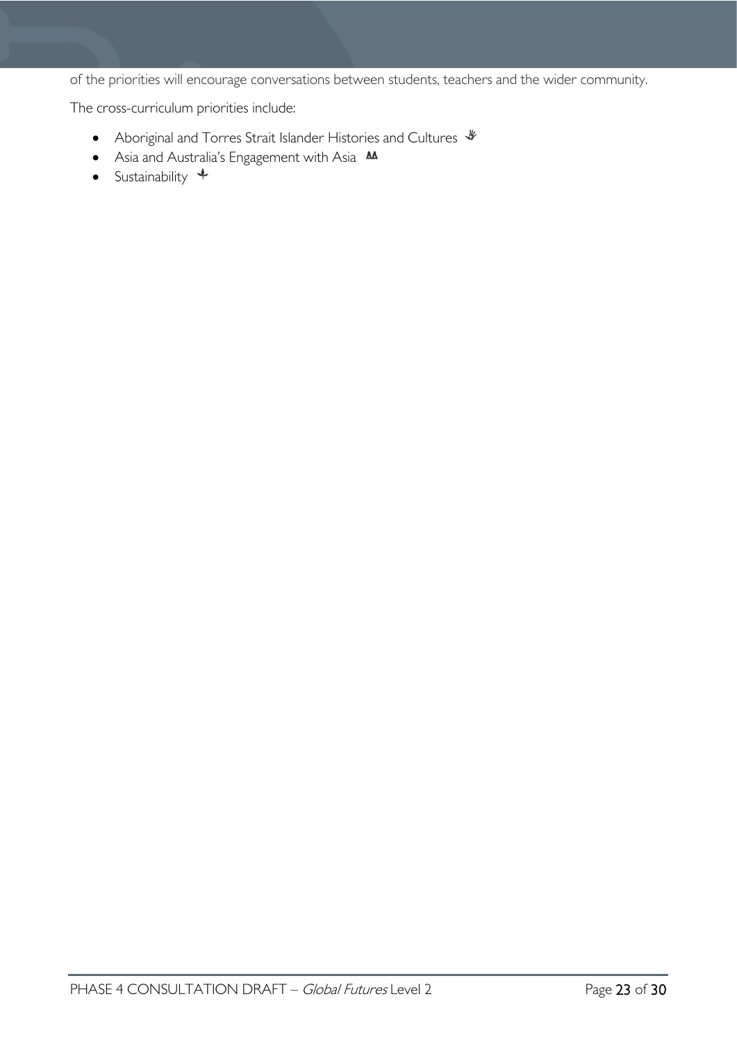of the priorities will encourage conversations between students, teachers and the wider community.

The cross-curriculum priorities include:

- Aboriginal and Torres Strait Islander Histories and Cultures
- Asia and Australia's Engagement with Asia
- Sustainability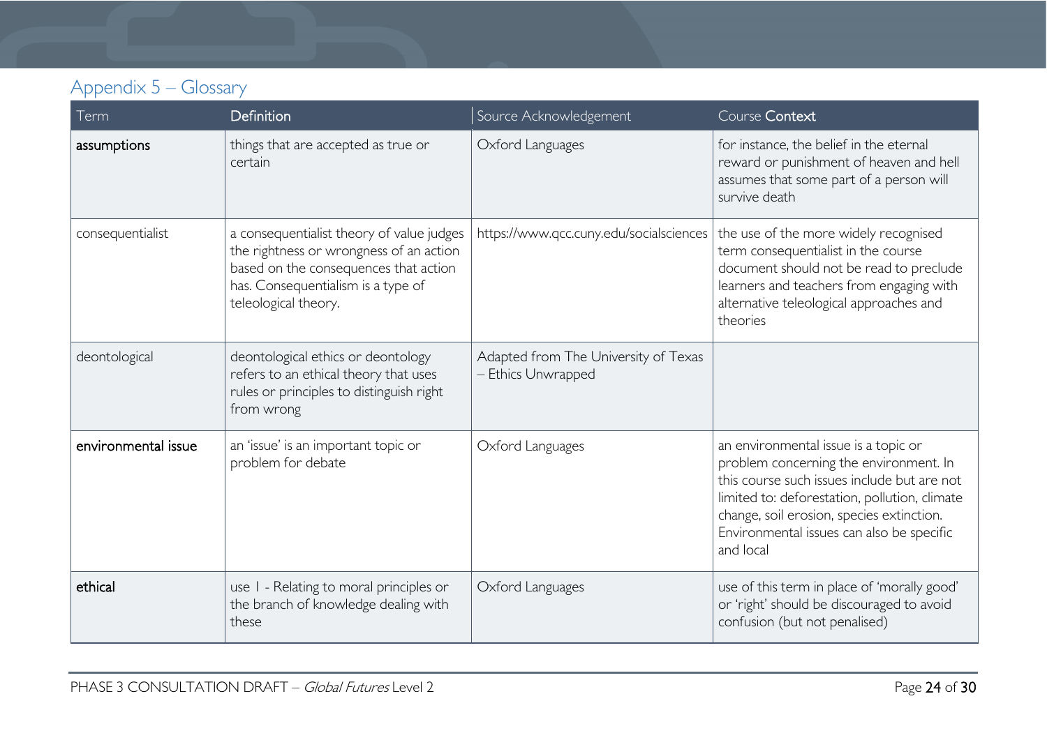## Appendix 5 – Glossary

| Term | Definition | Source Acknowledgement | Course Context |
|---|---|---|---|
| **assumptions** | things that are accepted as true or certain | Oxford Languages | for instance, the belief in the eternal reward or punishment of heaven and hell assumes that some part of a person will survive death |
| consequentialist | a consequentialist theory of value judges the rightness or wrongness of an action based on the consequences that action has. Consequentialism is a type of teleological theory. | https://www.qcc.cuny.edu/socialsciences | the use of the more widely recognised term consequentialist in the course document should not be read to preclude learners and teachers from engaging with alternative teleological approaches and theories |
| deontological | deontological ethics or deontology refers to an ethical theory that uses rules or principles to distinguish right from wrong | Adapted from The University of Texas – Ethics Unwrapped | |
| **environmental issue** | an 'issue' is an important topic or problem for debate | Oxford Languages | an environmental issue is a topic or problem concerning the environment. In this course such issues include but are not limited to: deforestation, pollution, climate change, soil erosion, species extinction. Environmental issues can also be specific and local |
| **ethical** | use 1 - Relating to moral principles or the branch of knowledge dealing with these | Oxford Languages | use of this term in place of 'morally good' or 'right' should be discouraged to avoid confusion (but not penalised) |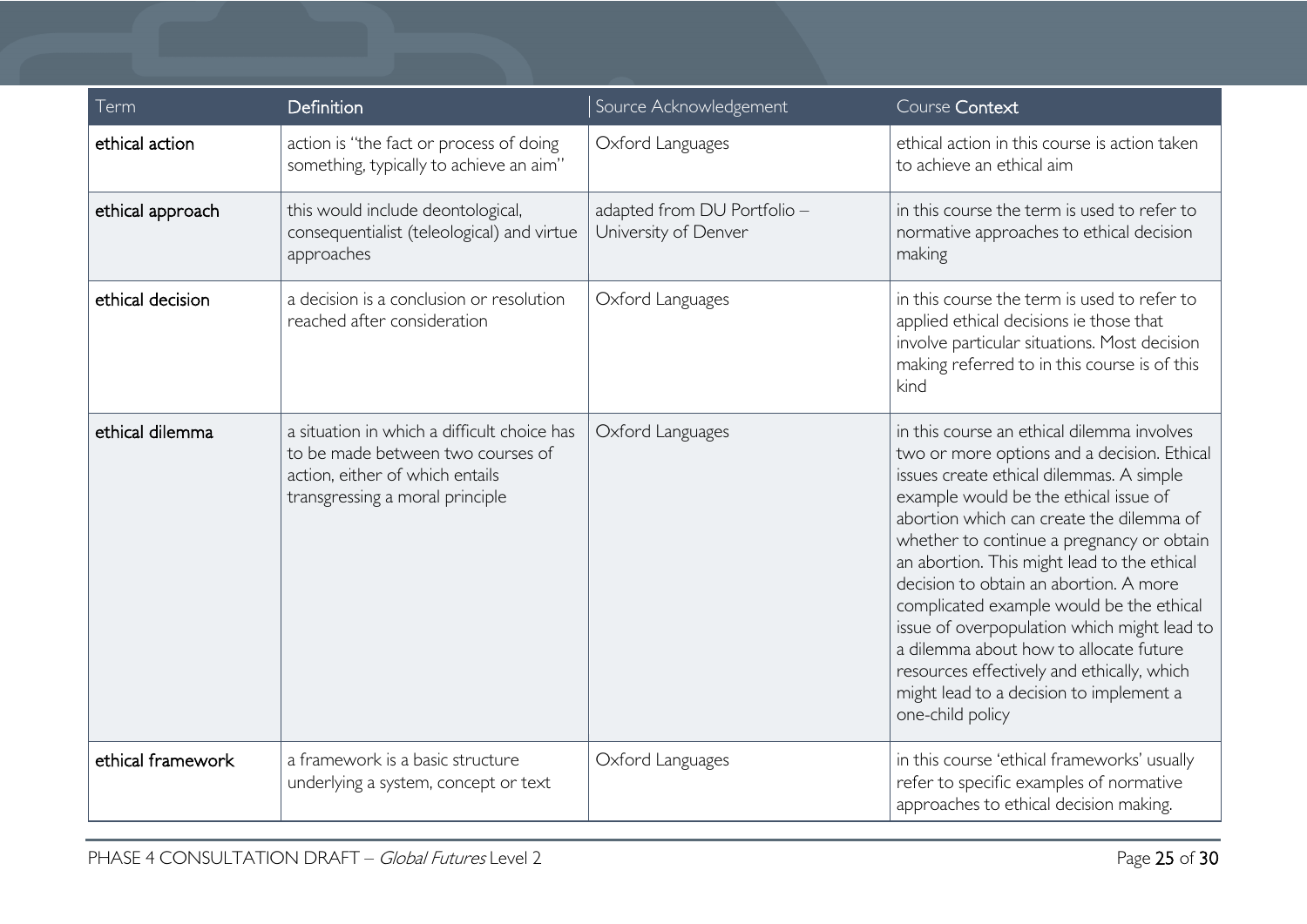| Term | Definition | Source Acknowledgement | Course Context |
|---|---|---|---|
| ethical action | action is "the fact or process of doing something, typically to achieve an aim" | Oxford Languages | ethical action in this course is action taken to achieve an ethical aim |
| ethical approach | this would include deontological, consequentialist (teleological) and virtue approaches | adapted from DU Portfolio – University of Denver | in this course the term is used to refer to normative approaches to ethical decision making |
| ethical decision | a decision is a conclusion or resolution reached after consideration | Oxford Languages | in this course the term is used to refer to applied ethical decisions ie those that involve particular situations. Most decision making referred to in this course is of this kind |
| ethical dilemma | a situation in which a difficult choice has to be made between two courses of action, either of which entails transgressing a moral principle | Oxford Languages | in this course an ethical dilemma involves two or more options and a decision. Ethical issues create ethical dilemmas. A simple example would be the ethical issue of abortion which can create the dilemma of whether to continue a pregnancy or obtain an abortion. This might lead to the ethical decision to obtain an abortion. A more complicated example would be the ethical issue of overpopulation which might lead to a dilemma about how to allocate future resources effectively and ethically, which might lead to a decision to implement a one-child policy |
| ethical framework | a framework is a basic structure underlying a system, concept or text | Oxford Languages | in this course 'ethical frameworks' usually refer to specific examples of normative approaches to ethical decision making. |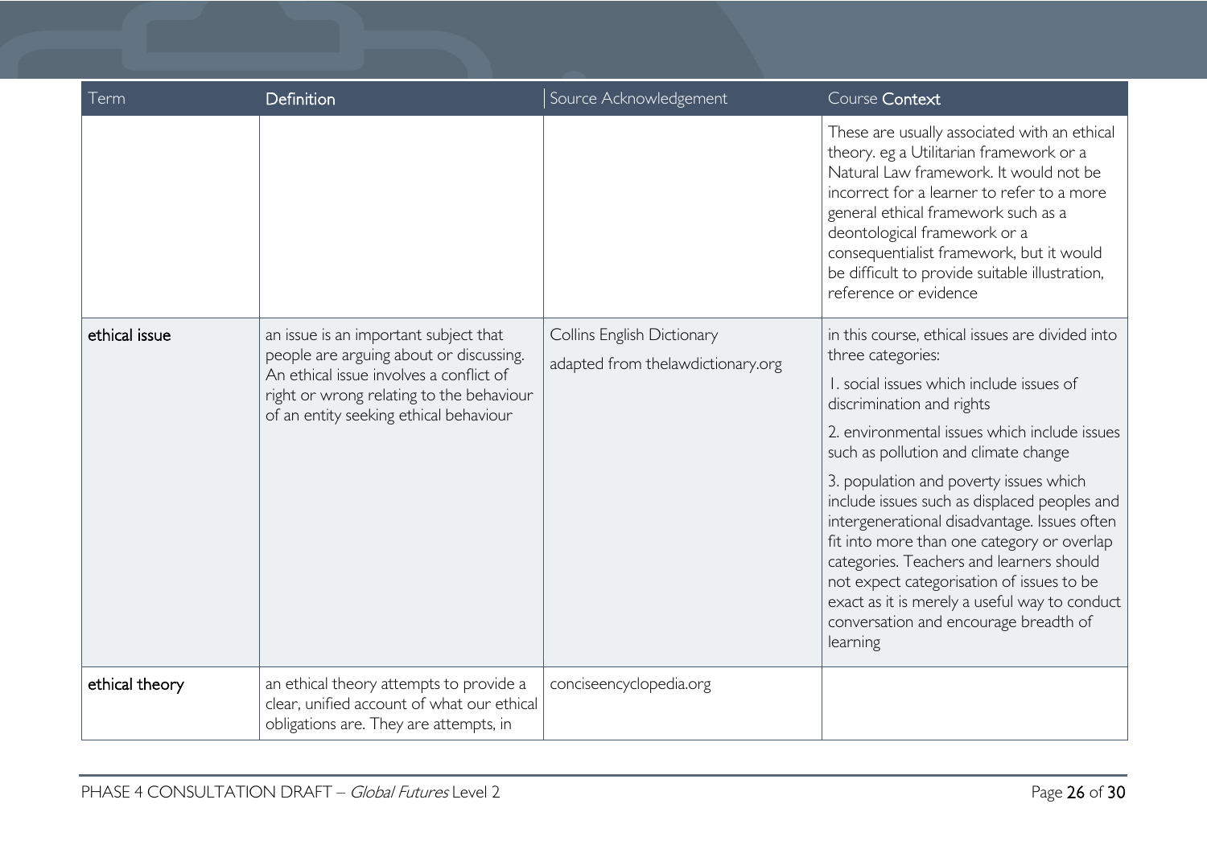| Term | Definition | Source Acknowledgement | Course Context |
| --- | --- | --- | --- |
| | | | These are usually associated with an ethical theory. eg a Utilitarian framework or a Natural Law framework. It would not be incorrect for a learner to refer to a more general ethical framework such as a deontological framework or a consequentialist framework, but it would be difficult to provide suitable illustration, reference or evidence |
| **ethical issue** | an issue is an important subject that people are arguing about or discussing. An ethical issue involves a conflict of right or wrong relating to the behaviour of an entity seeking ethical behaviour | Collins English Dictionary<br><br>adapted from thelawdictionary.org | in this course, ethical issues are divided into three categories:<br><br>1. social issues which include issues of discrimination and rights<br><br>2. environmental issues which include issues such as pollution and climate change<br><br>3. population and poverty issues which include issues such as displaced peoples and intergenerational disadvantage. Issues often fit into more than one category or overlap categories. Teachers and learners should not expect categorisation of issues to be exact as it is merely a useful way to conduct conversation and encourage breadth of learning |
| **ethical theory** | an ethical theory attempts to provide a clear, unified account of what our ethical obligations are. They are attempts, in | conciseencyclopedia.org | |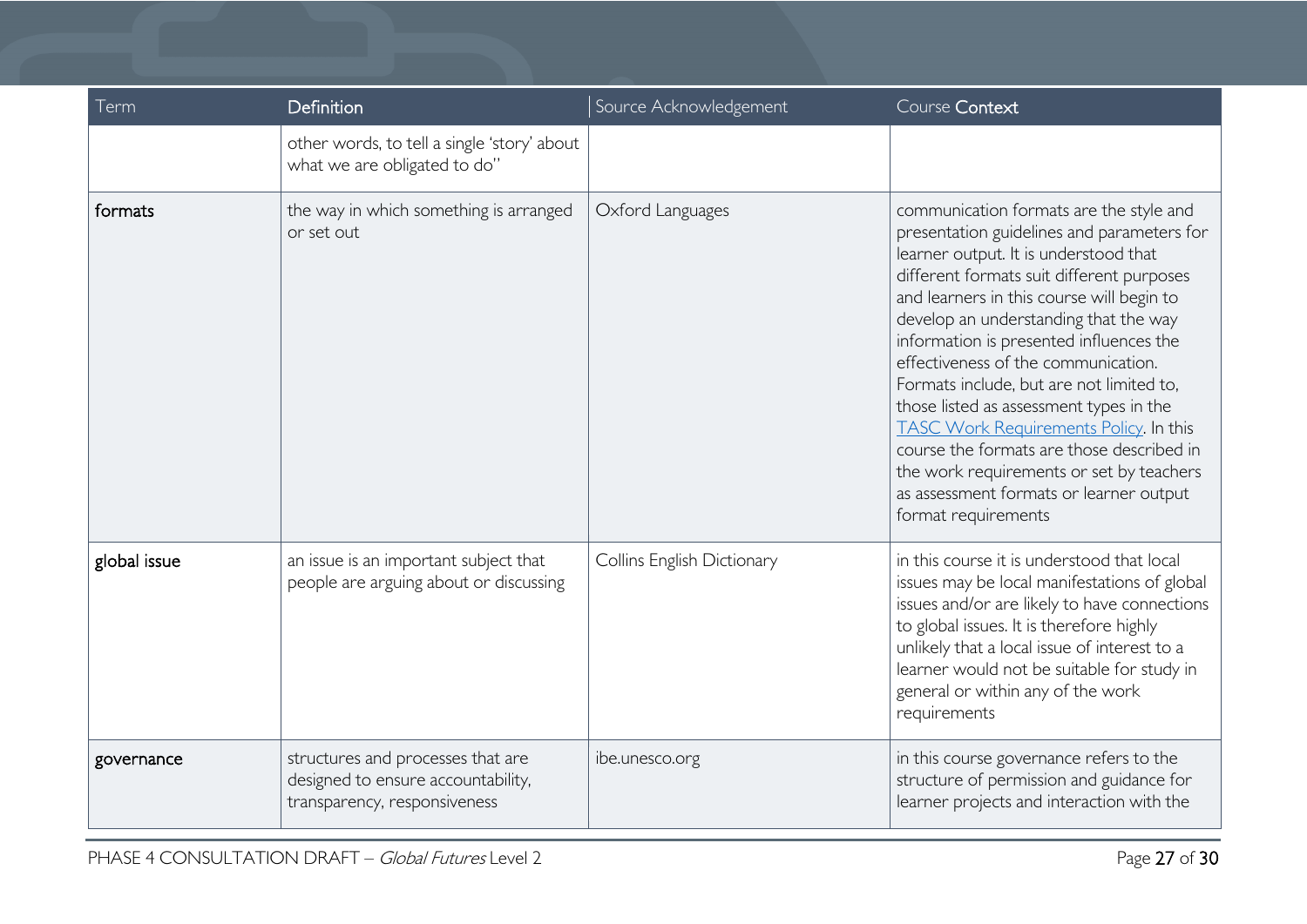| Term | Definition | Source Acknowledgement | Course Context |
|---|---|---|---|
| | other words, to tell a single 'story' about what we are obligated to do" | | |
| formats | the way in which something is arranged or set out | Oxford Languages | communication formats are the style and presentation guidelines and parameters for learner output. It is understood that different formats suit different purposes and learners in this course will begin to develop an understanding that the way information is presented influences the effectiveness of the communication. Formats include, but are not limited to, those listed as assessment types in the [TASC Work Requirements Policy](). In this course the formats are those described in the work requirements or set by teachers as assessment formats or learner output format requirements |
| global issue | an issue is an important subject that people are arguing about or discussing | Collins English Dictionary | in this course it is understood that local issues may be local manifestations of global issues and/or are likely to have connections to global issues. It is therefore highly unlikely that a local issue of interest to a learner would not be suitable for study in general or within any of the work requirements |
| governance | structures and processes that are designed to ensure accountability, transparency, responsiveness | ibe.unesco.org | in this course governance refers to the structure of permission and guidance for learner projects and interaction with the |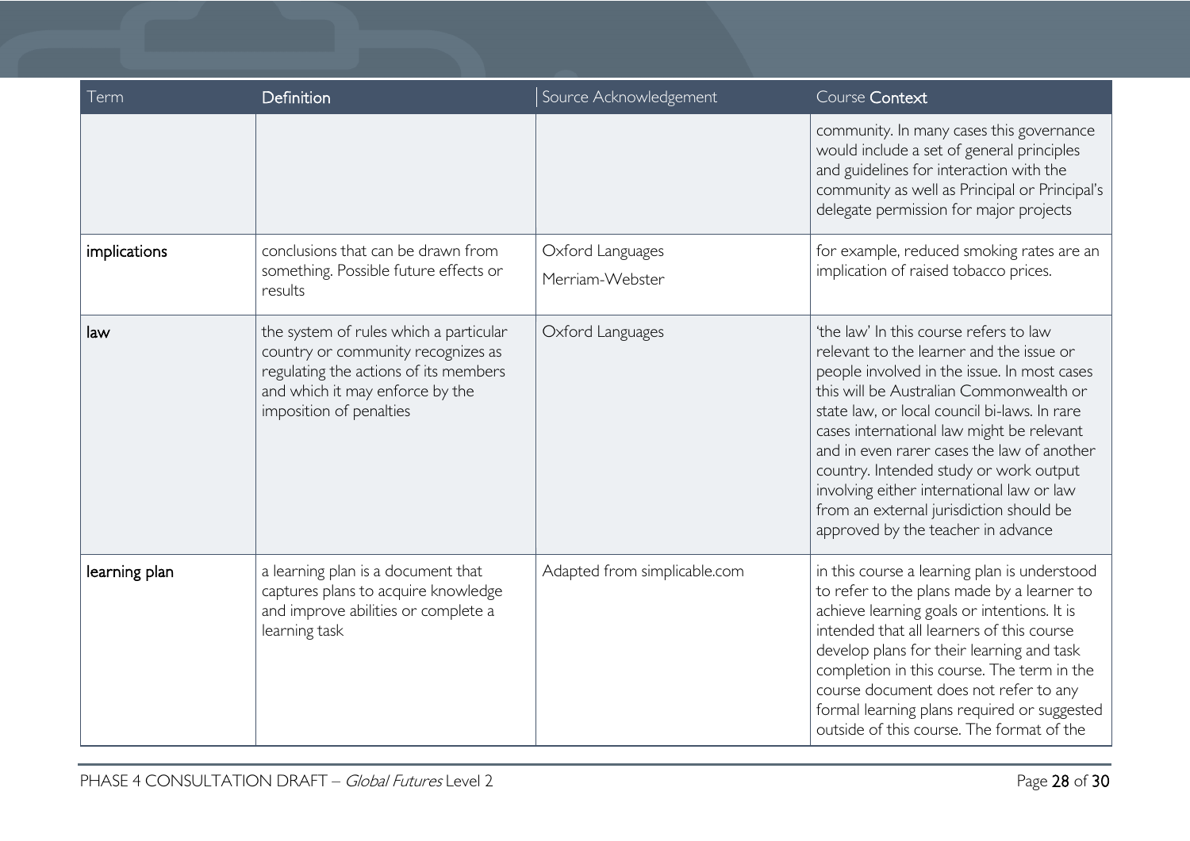| Term | Definition | Source Acknowledgement | Course Context |
|---|---|---|---|
| | | | community. In many cases this governance would include a set of general principles and guidelines for interaction with the community as well as Principal or Principal's delegate permission for major projects |
| **implications** | conclusions that can be drawn from something. Possible future effects or results | Oxford Languages<br>Merriam-Webster | for example, reduced smoking rates are an implication of raised tobacco prices. |
| **law** | the system of rules which a particular country or community recognizes as regulating the actions of its members and which it may enforce by the imposition of penalties | Oxford Languages | 'the law' In this course refers to law relevant to the learner and the issue or people involved in the issue. In most cases this will be Australian Commonwealth or state law, or local council bi-laws. In rare cases international law might be relevant and in even rarer cases the law of another country. Intended study or work output involving either international law or law from an external jurisdiction should be approved by the teacher in advance |
| **learning plan** | a learning plan is a document that captures plans to acquire knowledge and improve abilities or complete a learning task | Adapted from simplicable.com | in this course a learning plan is understood to refer to the plans made by a learner to achieve learning goals or intentions. It is intended that all learners of this course develop plans for their learning and task completion in this course. The term in the course document does not refer to any formal learning plans required or suggested outside of this course. The format of the |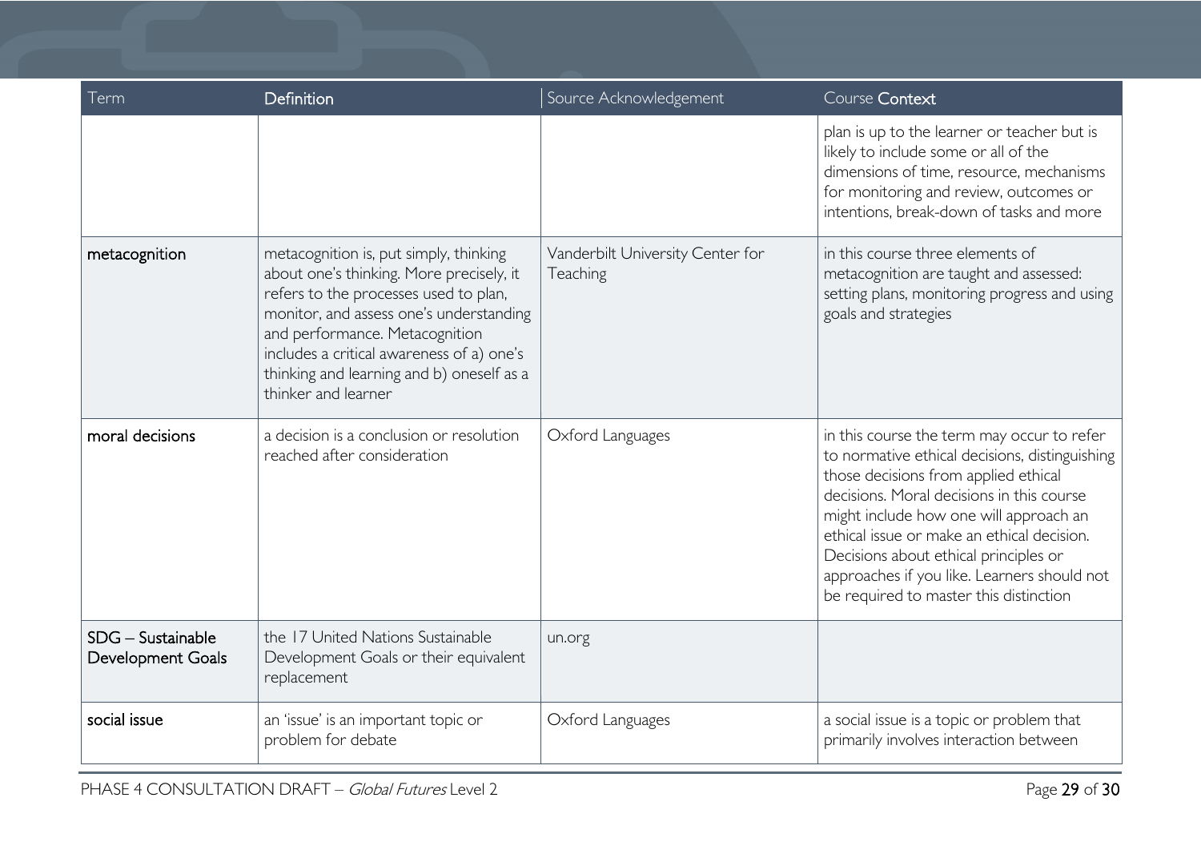| Term | Definition | Source Acknowledgement | Course Context |
|---|---|---|---|
| | | | plan is up to the learner or teacher but is likely to include some or all of the dimensions of time, resource, mechanisms for monitoring and review, outcomes or intentions, break-down of tasks and more |
| **metacognition** | metacognition is, put simply, thinking about one's thinking. More precisely, it refers to the processes used to plan, monitor, and assess one's understanding and performance. Metacognition includes a critical awareness of a) one's thinking and learning and b) oneself as a thinker and learner | Vanderbilt University Center for Teaching | in this course three elements of metacognition are taught and assessed: setting plans, monitoring progress and using goals and strategies |
| **moral decisions** | a decision is a conclusion or resolution reached after consideration | Oxford Languages | in this course the term may occur to refer to normative ethical decisions, distinguishing those decisions from applied ethical decisions. Moral decisions in this course might include how one will approach an ethical issue or make an ethical decision. Decisions about ethical principles or approaches if you like. Learners should not be required to master this distinction |
| **SDG – Sustainable Development Goals** | the 17 United Nations Sustainable Development Goals or their equivalent replacement | un.org | |
| **social issue** | an 'issue' is an important topic or problem for debate | Oxford Languages | a social issue is a topic or problem that primarily involves interaction between |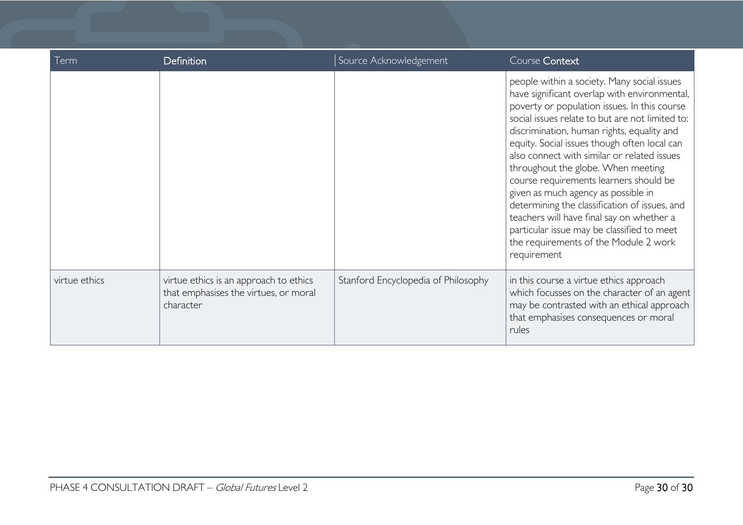| Term | Definition | Source Acknowledgement | Course Context |
|---|---|---|---|
| | | | people within a society. Many social issues have significant overlap with environmental, poverty or population issues. In this course social issues relate to but are not limited to: discrimination, human rights, equality and equity. Social issues though often local can also connect with similar or related issues throughout the globe. When meeting course requirements learners should be given as much agency as possible in determining the classification of issues, and teachers will have final say on whether a particular issue may be classified to meet the requirements of the Module 2 work requirement |
| virtue ethics | virtue ethics is an approach to ethics that emphasises the virtues, or moral character | Stanford Encyclopedia of Philosophy | in this course a virtue ethics approach which focusses on the character of an agent may be contrasted with an ethical approach that emphasises consequences or moral rules |